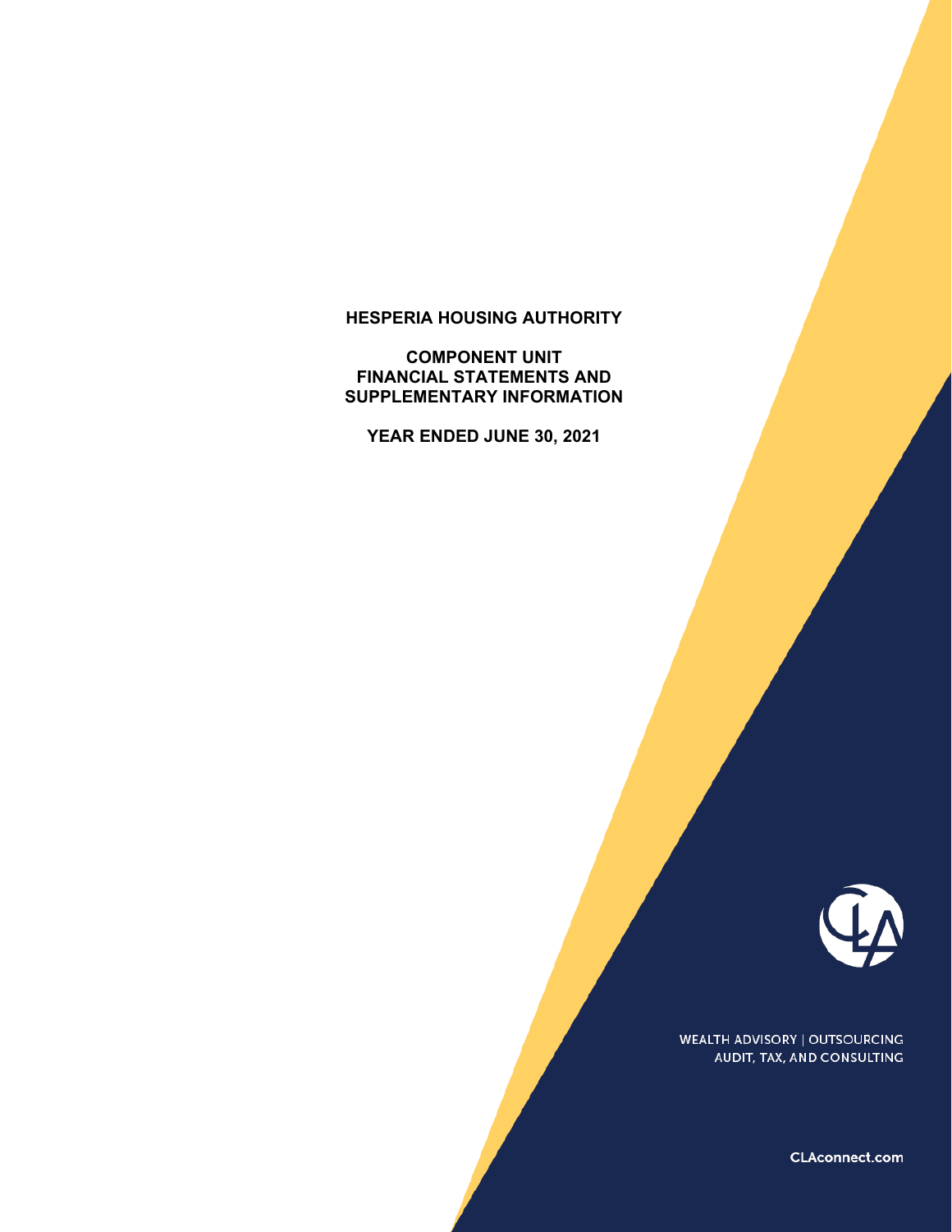# HESPERIA HOUSING AUTHORITY

## COMPONENT UNIT
## FINANCIAL STATEMENTS AND
## SUPPLEMENTARY INFORMATION

## YEAR ENDED JUNE 30, 2021

WEALTH ADVISORY | OUTSOURCING
AUDIT, TAX, AND CONSULTING

CLAconnect.com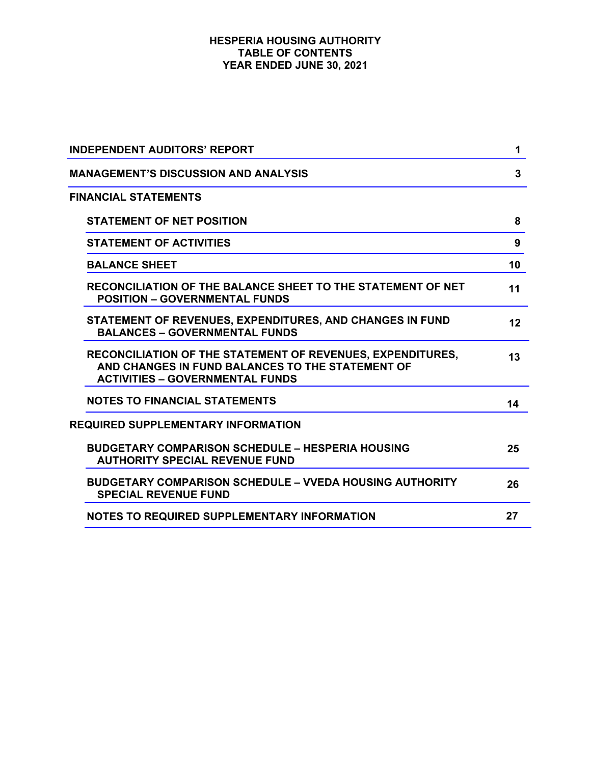# HESPERIA HOUSING AUTHORITY
## TABLE OF CONTENTS
## YEAR ENDED JUNE 30, 2021

| | |
|---|---|
| **INDEPENDENT AUDITORS' REPORT** | **1** |
| **MANAGEMENT'S DISCUSSION AND ANALYSIS** | **3** |
| **FINANCIAL STATEMENTS** | |
| **STATEMENT OF NET POSITION** | **8** |
| **STATEMENT OF ACTIVITIES** | **9** |
| **BALANCE SHEET** | **10** |
| **RECONCILIATION OF THE BALANCE SHEET TO THE STATEMENT OF NET POSITION – GOVERNMENTAL FUNDS** | **11** |
| **STATEMENT OF REVENUES, EXPENDITURES, AND CHANGES IN FUND BALANCES – GOVERNMENTAL FUNDS** | **12** |
| **RECONCILIATION OF THE STATEMENT OF REVENUES, EXPENDITURES, AND CHANGES IN FUND BALANCES TO THE STATEMENT OF ACTIVITIES – GOVERNMENTAL FUNDS** | **13** |
| **NOTES TO FINANCIAL STATEMENTS** | **14** |
| **REQUIRED SUPPLEMENTARY INFORMATION** | |
| **BUDGETARY COMPARISON SCHEDULE – HESPERIA HOUSING AUTHORITY SPECIAL REVENUE FUND** | **25** |
| **BUDGETARY COMPARISON SCHEDULE – VVEDA HOUSING AUTHORITY SPECIAL REVENUE FUND** | **26** |
| **NOTES TO REQUIRED SUPPLEMENTARY INFORMATION** | **27** |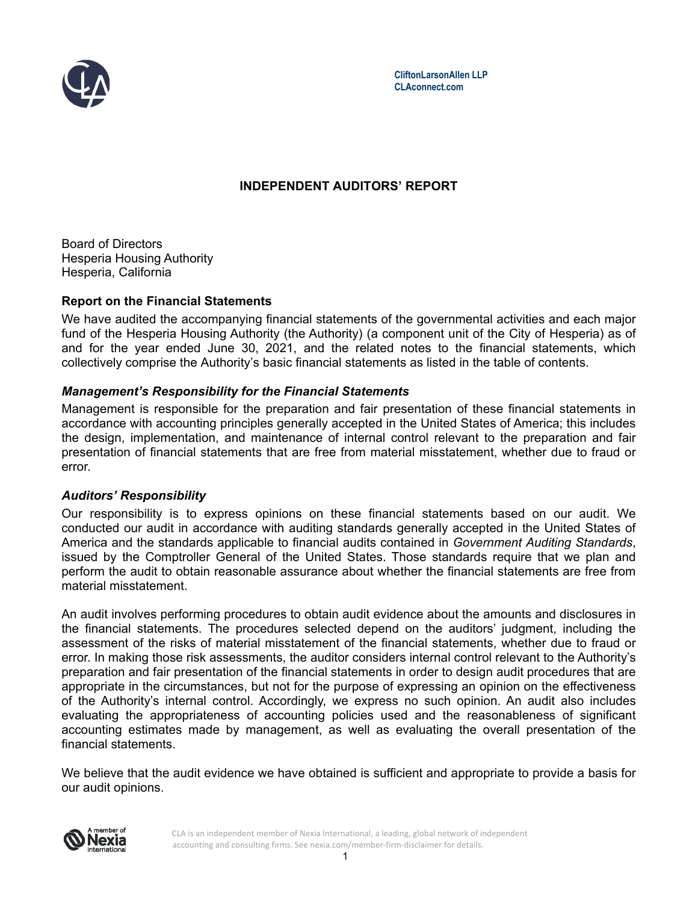CliftonLarsonAllen LLP
CLAconnect.com

## INDEPENDENT AUDITORS' REPORT

Board of Directors
Hesperia Housing Authority
Hesperia, California

### Report on the Financial Statements

We have audited the accompanying financial statements of the governmental activities and each major fund of the Hesperia Housing Authority (the Authority) (a component unit of the City of Hesperia) as of and for the year ended June 30, 2021, and the related notes to the financial statements, which collectively comprise the Authority's basic financial statements as listed in the table of contents.

#### *Management's Responsibility for the Financial Statements*

Management is responsible for the preparation and fair presentation of these financial statements in accordance with accounting principles generally accepted in the United States of America; this includes the design, implementation, and maintenance of internal control relevant to the preparation and fair presentation of financial statements that are free from material misstatement, whether due to fraud or error.

#### *Auditors' Responsibility*

Our responsibility is to express opinions on these financial statements based on our audit. We conducted our audit in accordance with auditing standards generally accepted in the United States of America and the standards applicable to financial audits contained in *Government Auditing Standards*, issued by the Comptroller General of the United States. Those standards require that we plan and perform the audit to obtain reasonable assurance about whether the financial statements are free from material misstatement.

An audit involves performing procedures to obtain audit evidence about the amounts and disclosures in the financial statements. The procedures selected depend on the auditors' judgment, including the assessment of the risks of material misstatement of the financial statements, whether due to fraud or error. In making those risk assessments, the auditor considers internal control relevant to the Authority's preparation and fair presentation of the financial statements in order to design audit procedures that are appropriate in the circumstances, but not for the purpose of expressing an opinion on the effectiveness of the Authority's internal control. Accordingly, we express no such opinion. An audit also includes evaluating the appropriateness of accounting policies used and the reasonableness of significant accounting estimates made by management, as well as evaluating the overall presentation of the financial statements.

We believe that the audit evidence we have obtained is sufficient and appropriate to provide a basis for our audit opinions.

CLA is an independent member of Nexia International, a leading, global network of independent accounting and consulting firms. See nexia.com/member-firm-disclaimer for details.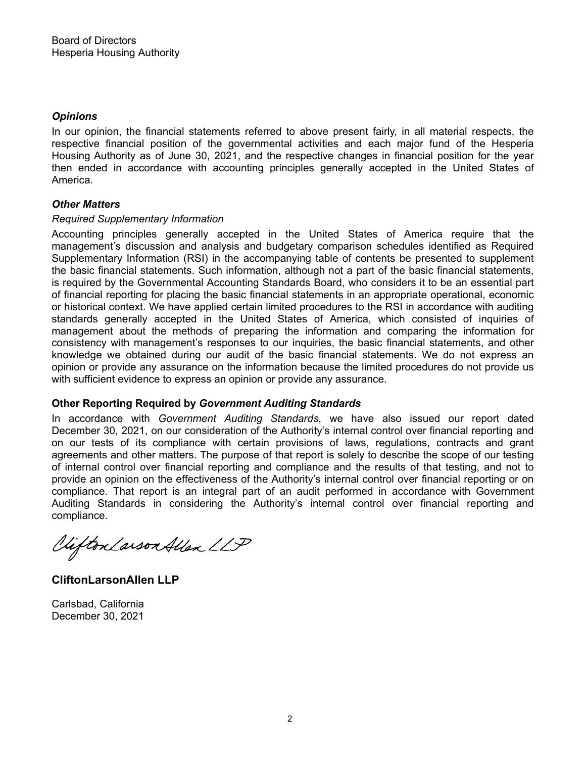Board of Directors
Hesperia Housing Authority

***Opinions***

In our opinion, the financial statements referred to above present fairly, in all material respects, the respective financial position of the governmental activities and each major fund of the Hesperia Housing Authority as of June 30, 2021, and the respective changes in financial position for the year then ended in accordance with accounting principles generally accepted in the United States of America.

***Other Matters***

*Required Supplementary Information*

Accounting principles generally accepted in the United States of America require that the management's discussion and analysis and budgetary comparison schedules identified as Required Supplementary Information (RSI) in the accompanying table of contents be presented to supplement the basic financial statements. Such information, although not a part of the basic financial statements, is required by the Governmental Accounting Standards Board, who considers it to be an essential part of financial reporting for placing the basic financial statements in an appropriate operational, economic or historical context. We have applied certain limited procedures to the RSI in accordance with auditing standards generally accepted in the United States of America, which consisted of inquiries of management about the methods of preparing the information and comparing the information for consistency with management's responses to our inquiries, the basic financial statements, and other knowledge we obtained during our audit of the basic financial statements. We do not express an opinion or provide any assurance on the information because the limited procedures do not provide us with sufficient evidence to express an opinion or provide any assurance.

**Other Reporting Required by *Government Auditing Standards***

In accordance with *Government Auditing Standards*, we have also issued our report dated December 30, 2021, on our consideration of the Authority's internal control over financial reporting and on our tests of its compliance with certain provisions of laws, regulations, contracts and grant agreements and other matters. The purpose of that report is solely to describe the scope of our testing of internal control over financial reporting and compliance and the results of that testing, and not to provide an opinion on the effectiveness of the Authority's internal control over financial reporting or on compliance. That report is an integral part of an audit performed in accordance with Government Auditing Standards in considering the Authority's internal control over financial reporting and compliance.

CliftonLarsonAllen LLP

**CliftonLarsonAllen LLP**

Carlsbad, California
December 30, 2021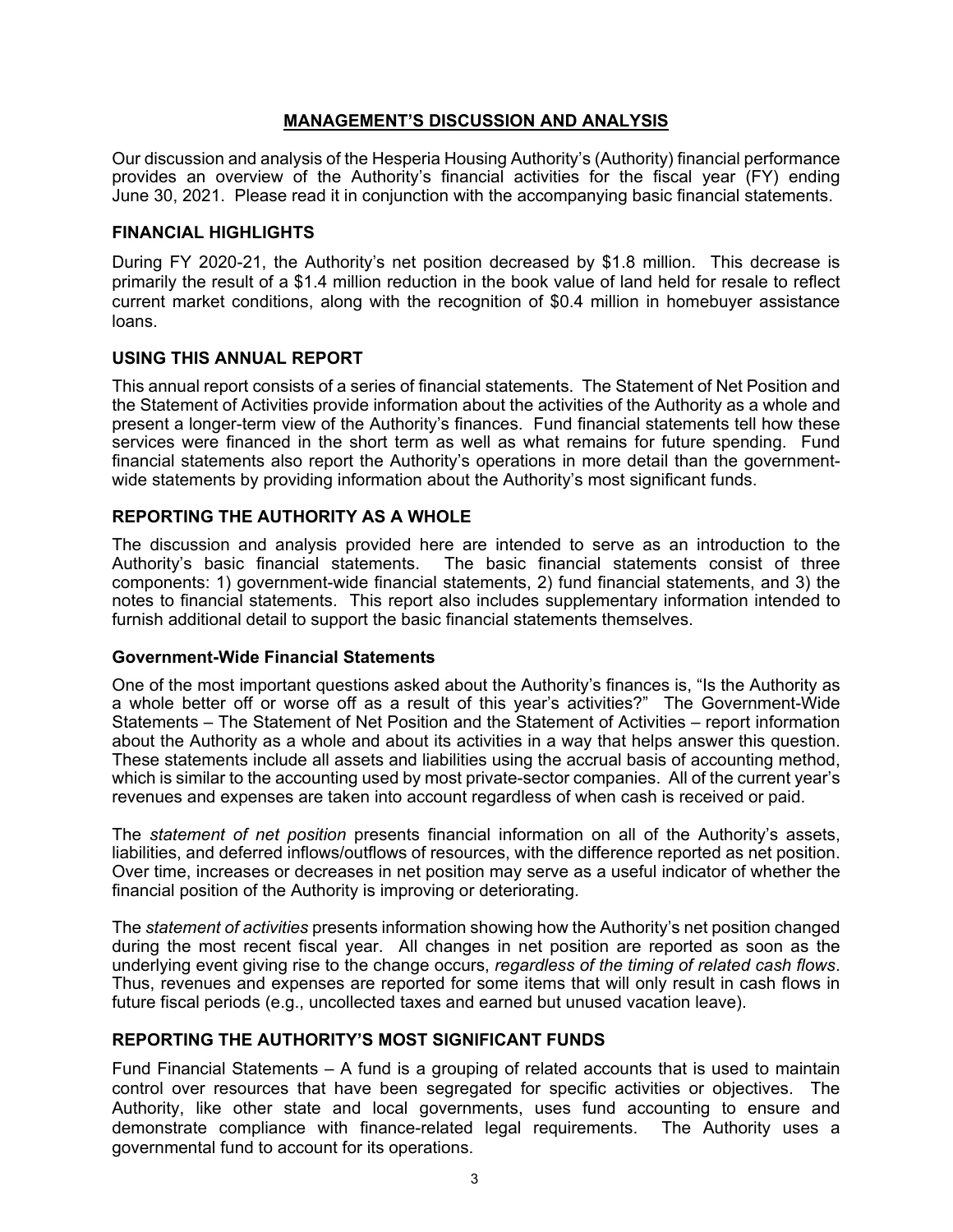# MANAGEMENT'S DISCUSSION AND ANALYSIS

Our discussion and analysis of the Hesperia Housing Authority's (Authority) financial performance provides an overview of the Authority's financial activities for the fiscal year (FY) ending June 30, 2021. Please read it in conjunction with the accompanying basic financial statements.

## FINANCIAL HIGHLIGHTS

During FY 2020-21, the Authority's net position decreased by $1.8 million. This decrease is primarily the result of a $1.4 million reduction in the book value of land held for resale to reflect current market conditions, along with the recognition of $0.4 million in homebuyer assistance loans.

## USING THIS ANNUAL REPORT

This annual report consists of a series of financial statements. The Statement of Net Position and the Statement of Activities provide information about the activities of the Authority as a whole and present a longer-term view of the Authority's finances. Fund financial statements tell how these services were financed in the short term as well as what remains for future spending. Fund financial statements also report the Authority's operations in more detail than the government-wide statements by providing information about the Authority's most significant funds.

## REPORTING THE AUTHORITY AS A WHOLE

The discussion and analysis provided here are intended to serve as an introduction to the Authority's basic financial statements. The basic financial statements consist of three components: 1) government-wide financial statements, 2) fund financial statements, and 3) the notes to financial statements. This report also includes supplementary information intended to furnish additional detail to support the basic financial statements themselves.

### Government-Wide Financial Statements

One of the most important questions asked about the Authority's finances is, "Is the Authority as a whole better off or worse off as a result of this year's activities?" The Government-Wide Statements – The Statement of Net Position and the Statement of Activities – report information about the Authority as a whole and about its activities in a way that helps answer this question. These statements include all assets and liabilities using the accrual basis of accounting method, which is similar to the accounting used by most private-sector companies. All of the current year's revenues and expenses are taken into account regardless of when cash is received or paid.

The *statement of net position* presents financial information on all of the Authority's assets, liabilities, and deferred inflows/outflows of resources, with the difference reported as net position. Over time, increases or decreases in net position may serve as a useful indicator of whether the financial position of the Authority is improving or deteriorating.

The *statement of activities* presents information showing how the Authority's net position changed during the most recent fiscal year. All changes in net position are reported as soon as the underlying event giving rise to the change occurs, *regardless of the timing of related cash flows*. Thus, revenues and expenses are reported for some items that will only result in cash flows in future fiscal periods (e.g., uncollected taxes and earned but unused vacation leave).

## REPORTING THE AUTHORITY'S MOST SIGNIFICANT FUNDS

Fund Financial Statements – A fund is a grouping of related accounts that is used to maintain control over resources that have been segregated for specific activities or objectives. The Authority, like other state and local governments, uses fund accounting to ensure and demonstrate compliance with finance-related legal requirements. The Authority uses a governmental fund to account for its operations.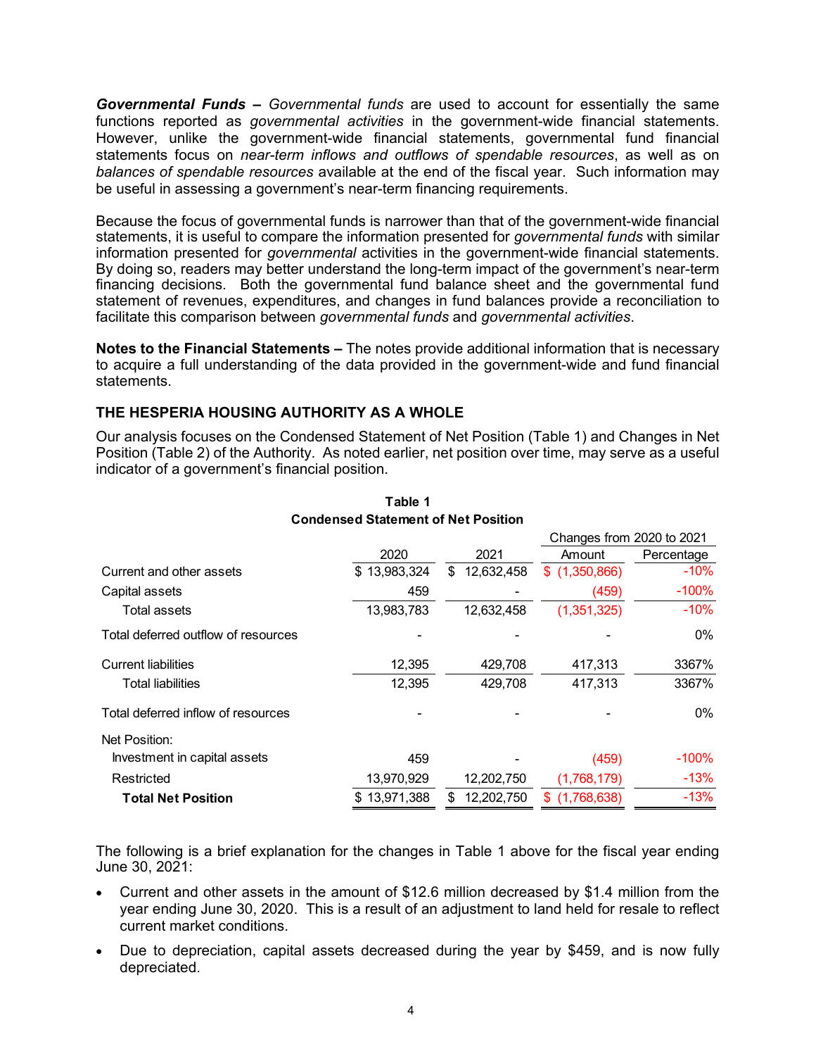***Governmental Funds –*** *Governmental funds* are used to account for essentially the same functions reported as *governmental activities* in the government-wide financial statements. However, unlike the government-wide financial statements, governmental fund financial statements focus on *near-term inflows and outflows of spendable resources*, as well as on *balances of spendable resources* available at the end of the fiscal year. Such information may be useful in assessing a government's near-term financing requirements.

Because the focus of governmental funds is narrower than that of the government-wide financial statements, it is useful to compare the information presented for *governmental funds* with similar information presented for *governmental* activities in the government-wide financial statements. By doing so, readers may better understand the long-term impact of the government's near-term financing decisions. Both the governmental fund balance sheet and the governmental fund statement of revenues, expenditures, and changes in fund balances provide a reconciliation to facilitate this comparison between *governmental funds* and *governmental activities*.

**Notes to the Financial Statements –** The notes provide additional information that is necessary to acquire a full understanding of the data provided in the government-wide and fund financial statements.

## THE HESPERIA HOUSING AUTHORITY AS A WHOLE

Our analysis focuses on the Condensed Statement of Net Position (Table 1) and Changes in Net Position (Table 2) of the Authority. As noted earlier, net position over time, may serve as a useful indicator of a government's financial position.

**Table 1**
**Condensed Statement of Net Position**

| | | | Changes from 2020 to 2021 | |
|---|---|---|---|---|
| | 2020 | 2021 | Amount | Percentage |
| Current and other assets | $ 13,983,324 | $ 12,632,458 | $ (1,350,866) | -10% |
| Capital assets | 459 | - | (459) | -100% |
| Total assets | 13,983,783 | 12,632,458 | (1,351,325) | -10% |
| Total deferred outflow of resources | - | - | - | 0% |
| Current liabilities | 12,395 | 429,708 | 417,313 | 3367% |
| Total liabilities | 12,395 | 429,708 | 417,313 | 3367% |
| Total deferred inflow of resources | - | - | - | 0% |
| Net Position: | | | | |
| Investment in capital assets | 459 | - | (459) | -100% |
| Restricted | 13,970,929 | 12,202,750 | (1,768,179) | -13% |
| **Total Net Position** | $ 13,971,388 | $ 12,202,750 | $ (1,768,638) | -13% |

The following is a brief explanation for the changes in Table 1 above for the fiscal year ending June 30, 2021:

- Current and other assets in the amount of $12.6 million decreased by $1.4 million from the year ending June 30, 2020. This is a result of an adjustment to land held for resale to reflect current market conditions.
- Due to depreciation, capital assets decreased during the year by $459, and is now fully depreciated.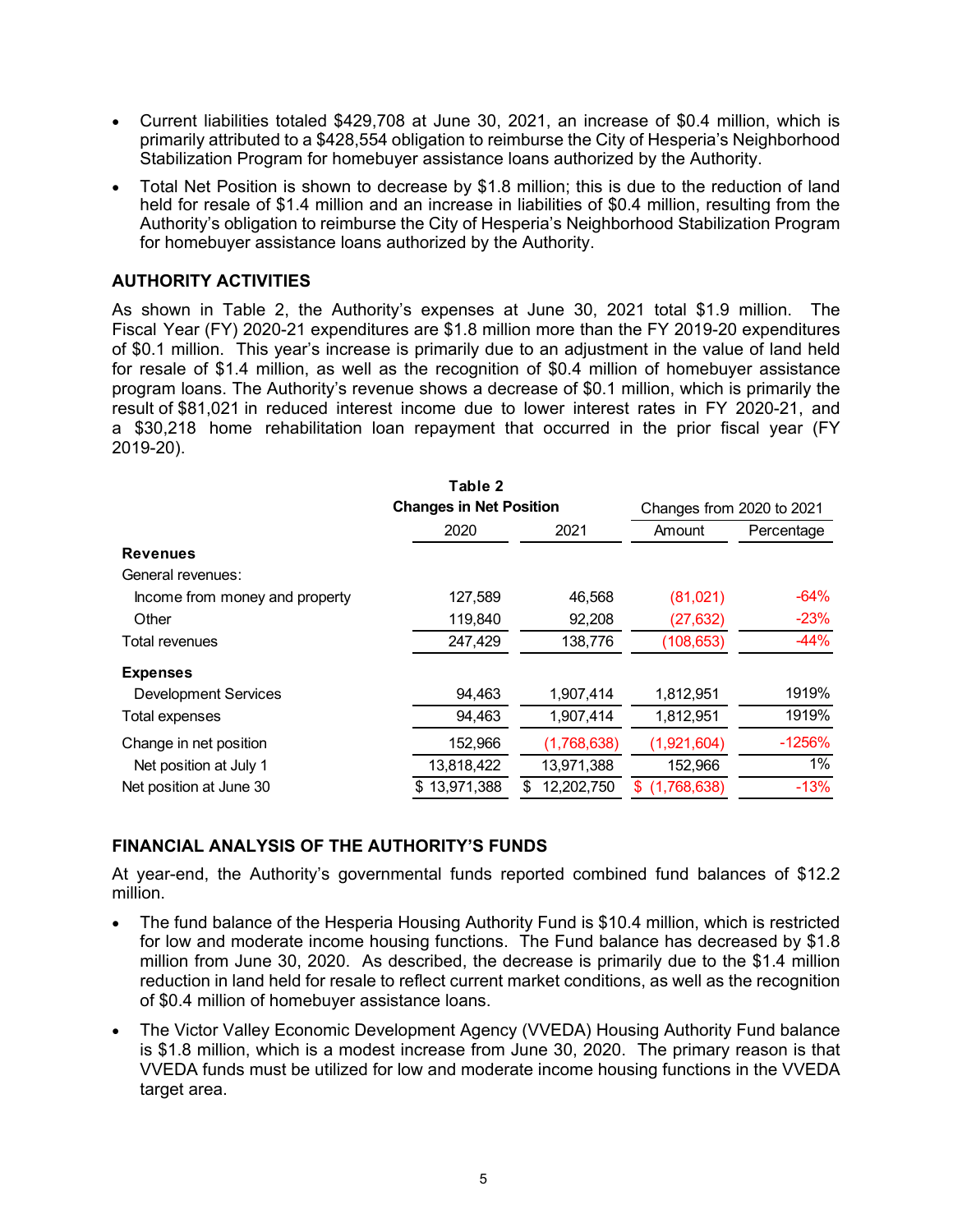- Current liabilities totaled $429,708 at June 30, 2021, an increase of $0.4 million, which is primarily attributed to a $428,554 obligation to reimburse the City of Hesperia's Neighborhood Stabilization Program for homebuyer assistance loans authorized by the Authority.
- Total Net Position is shown to decrease by $1.8 million; this is due to the reduction of land held for resale of $1.4 million and an increase in liabilities of $0.4 million, resulting from the Authority's obligation to reimburse the City of Hesperia's Neighborhood Stabilization Program for homebuyer assistance loans authorized by the Authority.

## AUTHORITY ACTIVITIES

As shown in Table 2, the Authority's expenses at June 30, 2021 total $1.9 million. The Fiscal Year (FY) 2020-21 expenditures are $1.8 million more than the FY 2019-20 expenditures of $0.1 million. This year's increase is primarily due to an adjustment in the value of land held for resale of $1.4 million, as well as the recognition of $0.4 million of homebuyer assistance program loans. The Authority's revenue shows a decrease of $0.1 million, which is primarily the result of $81,021 in reduced interest income due to lower interest rates in FY 2020-21, and a $30,218 home rehabilitation loan repayment that occurred in the prior fiscal year (FY 2019-20).

**Table 2**
**Changes in Net Position**

| | 2020 | 2021 | Changes from 2020 to 2021 Amount | Percentage |
|---|---|---|---|---|
| **Revenues** | | | | |
| General revenues: | | | | |
| Income from money and property | 127,589 | 46,568 | (81,021) | -64% |
| Other | 119,840 | 92,208 | (27,632) | -23% |
| Total revenues | 247,429 | 138,776 | (108,653) | -44% |
| **Expenses** | | | | |
| Development Services | 94,463 | 1,907,414 | 1,812,951 | 1919% |
| Total expenses | 94,463 | 1,907,414 | 1,812,951 | 1919% |
| Change in net position | 152,966 | (1,768,638) | (1,921,604) | -1256% |
| Net position at July 1 | 13,818,422 | 13,971,388 | 152,966 | 1% |
| Net position at June 30 | $ 13,971,388 | $ 12,202,750 | $ (1,768,638) | -13% |

## FINANCIAL ANALYSIS OF THE AUTHORITY'S FUNDS

At year-end, the Authority's governmental funds reported combined fund balances of $12.2 million.

- The fund balance of the Hesperia Housing Authority Fund is $10.4 million, which is restricted for low and moderate income housing functions. The Fund balance has decreased by $1.8 million from June 30, 2020. As described, the decrease is primarily due to the $1.4 million reduction in land held for resale to reflect current market conditions, as well as the recognition of $0.4 million of homebuyer assistance loans.
- The Victor Valley Economic Development Agency (VVEDA) Housing Authority Fund balance is $1.8 million, which is a modest increase from June 30, 2020. The primary reason is that VVEDA funds must be utilized for low and moderate income housing functions in the VVEDA target area.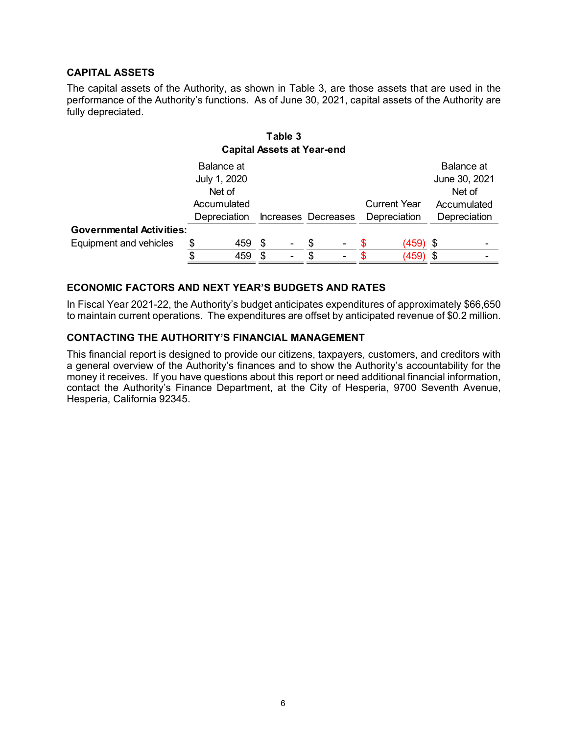## CAPITAL ASSETS

The capital assets of the Authority, as shown in Table 3, are those assets that are used in the performance of the Authority's functions. As of June 30, 2021, capital assets of the Authority are fully depreciated.

**Table 3**
**Capital Assets at Year-end**

| | Balance at July 1, 2020 Net of Accumulated Depreciation | Increases | Decreases | Current Year Depreciation | Balance at June 30, 2021 Net of Accumulated Depreciation |
|---|---|---|---|---|---|
| **Governmental Activities:** | | | | | |
| Equipment and vehicles | $ 459 | $ - | $ - | $ (459) | $ - |
| | $ 459 | $ - | $ - | $ (459) | $ - |

## ECONOMIC FACTORS AND NEXT YEAR'S BUDGETS AND RATES

In Fiscal Year 2021-22, the Authority's budget anticipates expenditures of approximately $66,650 to maintain current operations. The expenditures are offset by anticipated revenue of $0.2 million.

## CONTACTING THE AUTHORITY'S FINANCIAL MANAGEMENT

This financial report is designed to provide our citizens, taxpayers, customers, and creditors with a general overview of the Authority's finances and to show the Authority's accountability for the money it receives. If you have questions about this report or need additional financial information, contact the Authority's Finance Department, at the City of Hesperia, 9700 Seventh Avenue, Hesperia, California 92345.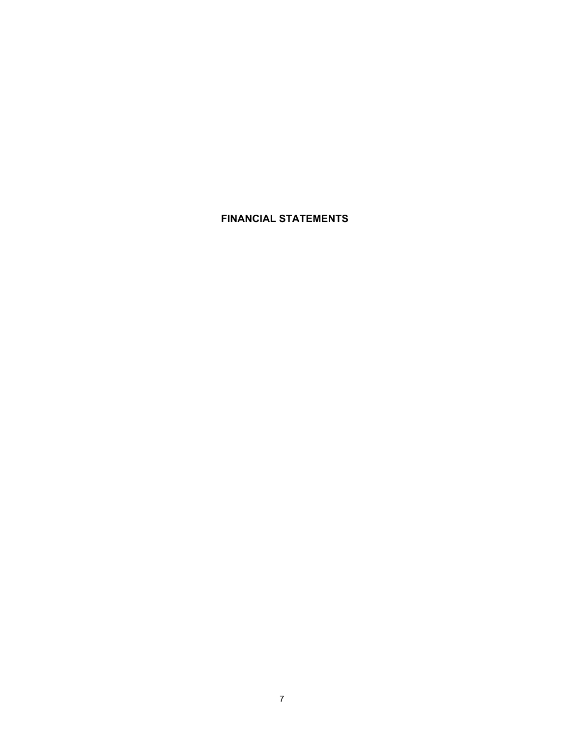# FINANCIAL STATEMENTS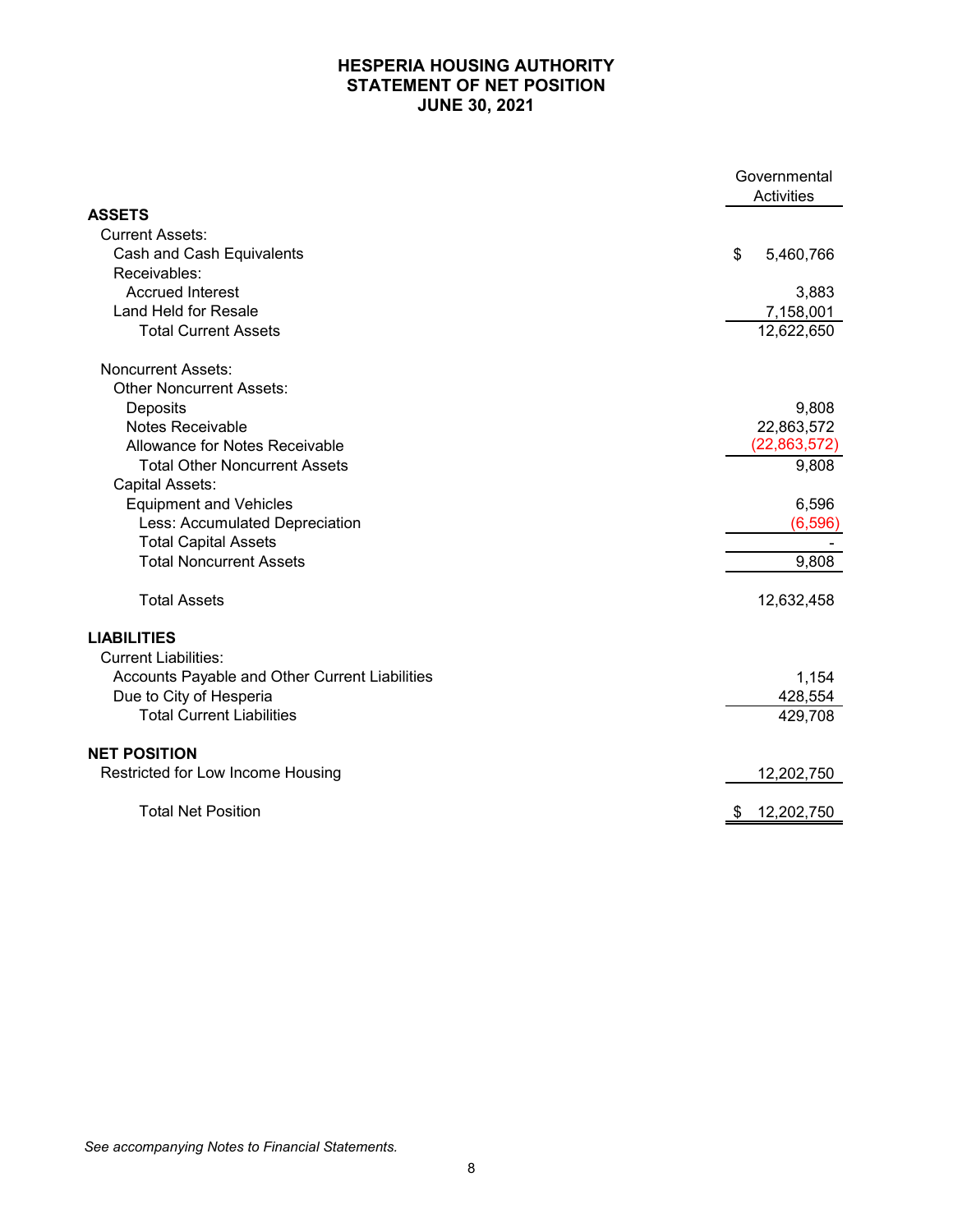# HESPERIA HOUSING AUTHORITY
## STATEMENT OF NET POSITION
## JUNE 30, 2021

| | Governmental Activities |
|---|---|
| **ASSETS** | |
| Current Assets: | |
| Cash and Cash Equivalents | $ 5,460,766 |
| Receivables: | |
| Accrued Interest | 3,883 |
| Land Held for Resale | 7,158,001 |
| Total Current Assets | 12,622,650 |
| Noncurrent Assets: | |
| Other Noncurrent Assets: | |
| Deposits | 9,808 |
| Notes Receivable | 22,863,572 |
| Allowance for Notes Receivable | (22,863,572) |
| Total Other Noncurrent Assets | 9,808 |
| Capital Assets: | |
| Equipment and Vehicles | 6,596 |
| Less: Accumulated Depreciation | (6,596) |
| Total Capital Assets | - |
| Total Noncurrent Assets | 9,808 |
| Total Assets | 12,632,458 |
| **LIABILITIES** | |
| Current Liabilities: | |
| Accounts Payable and Other Current Liabilities | 1,154 |
| Due to City of Hesperia | 428,554 |
| Total Current Liabilities | 429,708 |
| **NET POSITION** | |
| Restricted for Low Income Housing | 12,202,750 |
| Total Net Position | $ 12,202,750 |

*See accompanying Notes to Financial Statements.*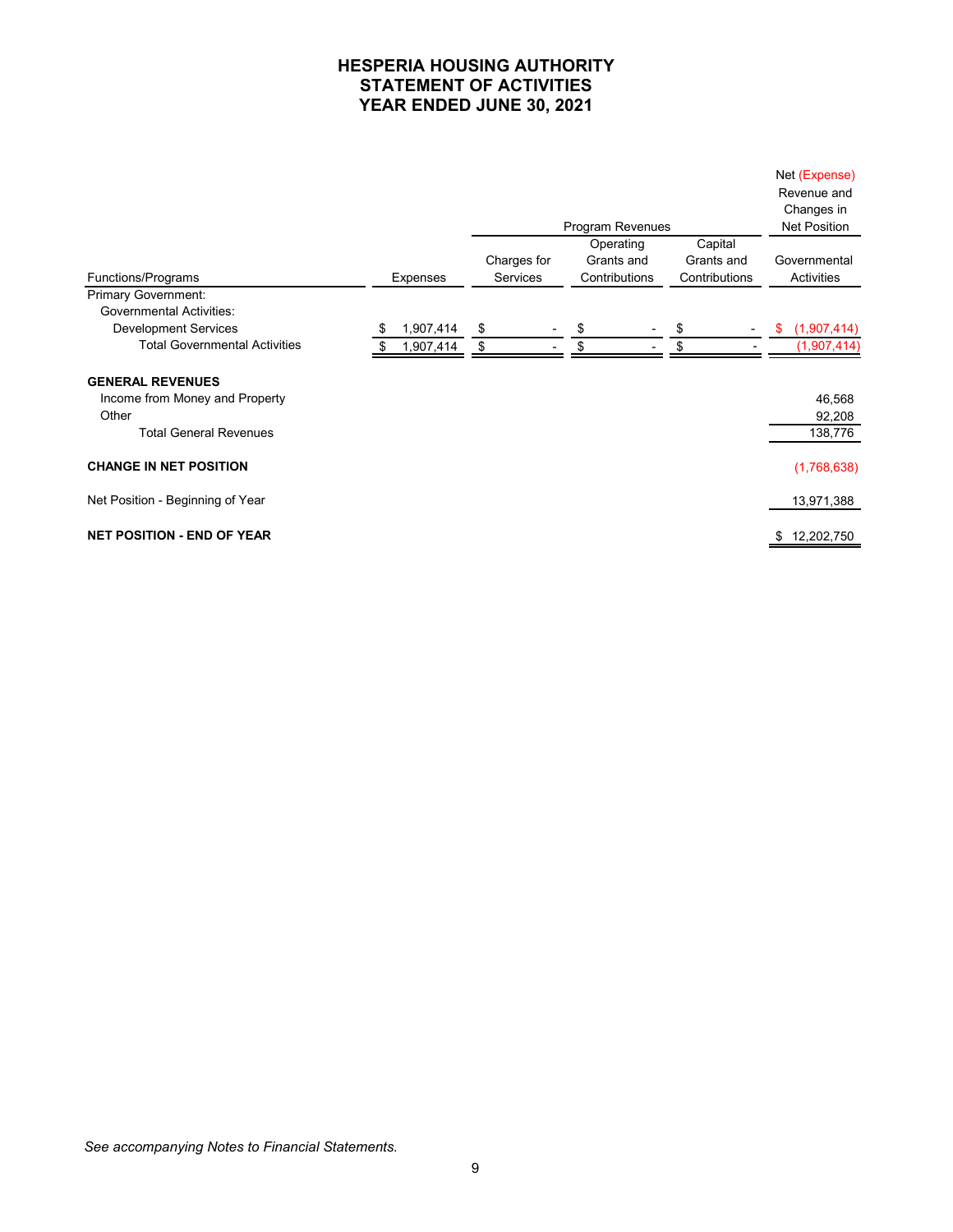# HESPERIA HOUSING AUTHORITY
# STATEMENT OF ACTIVITIES
# YEAR ENDED JUNE 30, 2021

| Functions/Programs | Expenses | Program Revenues | | | Net (Expense) Revenue and Changes in Net Position |
|---|---|---|---|---|---|
| | | Charges for Services | Operating Grants and Contributions | Capital Grants and Contributions | Governmental Activities |
| Primary Government: | | | | | |
| Governmental Activities: | | | | | |
| Development Services | $ 1,907,414 | $ - | $ - | $ - | $ (1,907,414) |
| Total Governmental Activities | $ 1,907,414 | $ - | $ - | $ - | (1,907,414) |
| **GENERAL REVENUES** | | | | | |
| Income from Money and Property | | | | | 46,568 |
| Other | | | | | 92,208 |
| Total General Revenues | | | | | 138,776 |
| **CHANGE IN NET POSITION** | | | | | (1,768,638) |
| Net Position - Beginning of Year | | | | | 13,971,388 |
| **NET POSITION - END OF YEAR** | | | | | $ 12,202,750 |

*See accompanying Notes to Financial Statements.*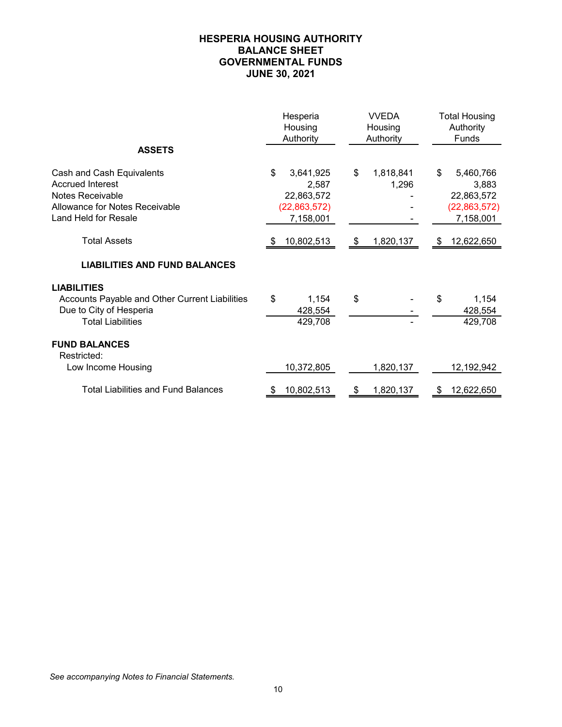# HESPERIA HOUSING AUTHORITY
## BALANCE SHEET
## GOVERNMENTAL FUNDS
## JUNE 30, 2021

| | Hesperia Housing Authority | VVEDA Housing Authority | Total Housing Authority Funds |
|---|---|---|---|
| **ASSETS** | | | |
| Cash and Cash Equivalents | $ 3,641,925 | $ 1,818,841 | $ 5,460,766 |
| Accrued Interest | 2,587 | 1,296 | 3,883 |
| Notes Receivable | 22,863,572 | - | 22,863,572 |
| Allowance for Notes Receivable | (22,863,572) | - | (22,863,572) |
| Land Held for Resale | 7,158,001 | - | 7,158,001 |
| Total Assets | $ 10,802,513 | $ 1,820,137 | $ 12,622,650 |
| **LIABILITIES AND FUND BALANCES** | | | |
| **LIABILITIES** | | | |
| Accounts Payable and Other Current Liabilities | $ 1,154 | $ - | $ 1,154 |
| Due to City of Hesperia | 428,554 | - | 428,554 |
| Total Liabilities | 429,708 | - | 429,708 |
| **FUND BALANCES** | | | |
| Restricted: | | | |
| Low Income Housing | 10,372,805 | 1,820,137 | 12,192,942 |
| Total Liabilities and Fund Balances | $ 10,802,513 | $ 1,820,137 | $ 12,622,650 |

*See accompanying Notes to Financial Statements.*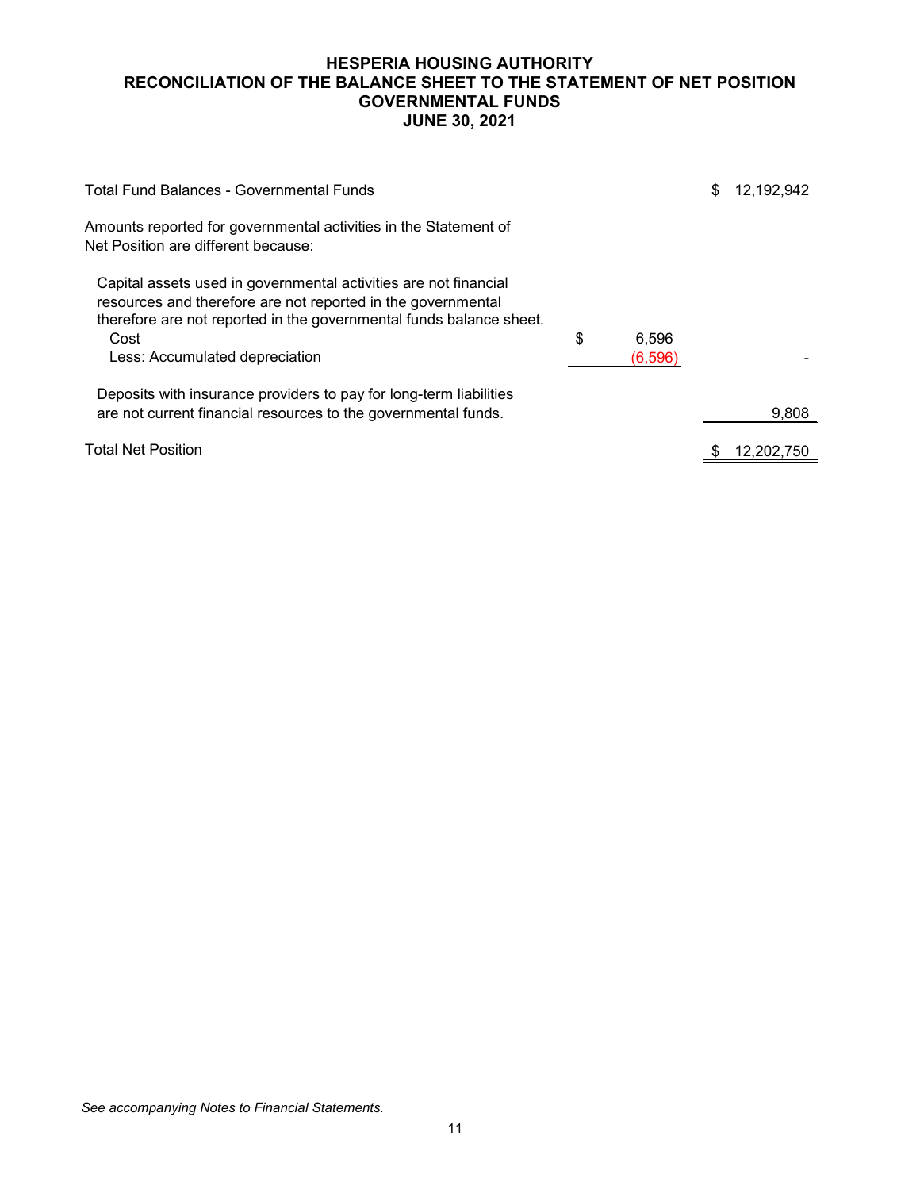# HESPERIA HOUSING AUTHORITY
# RECONCILIATION OF THE BALANCE SHEET TO THE STATEMENT OF NET POSITION
# GOVERNMENTAL FUNDS
# JUNE 30, 2021

| | | |
|---|---|---|
| Total Fund Balances - Governmental Funds | | $ 12,192,942 |
| Amounts reported for governmental activities in the Statement of Net Position are different because: | | |
| Capital assets used in governmental activities are not financial resources and therefore are not reported in the governmental therefore are not reported in the governmental funds balance sheet. | | |
| Cost | $ 6,596 | |
| Less: Accumulated depreciation | (6,596) | - |
| Deposits with insurance providers to pay for long-term liabilities are not current financial resources to the governmental funds. | | 9,808 |
| Total Net Position | | $ 12,202,750 |

*See accompanying Notes to Financial Statements.*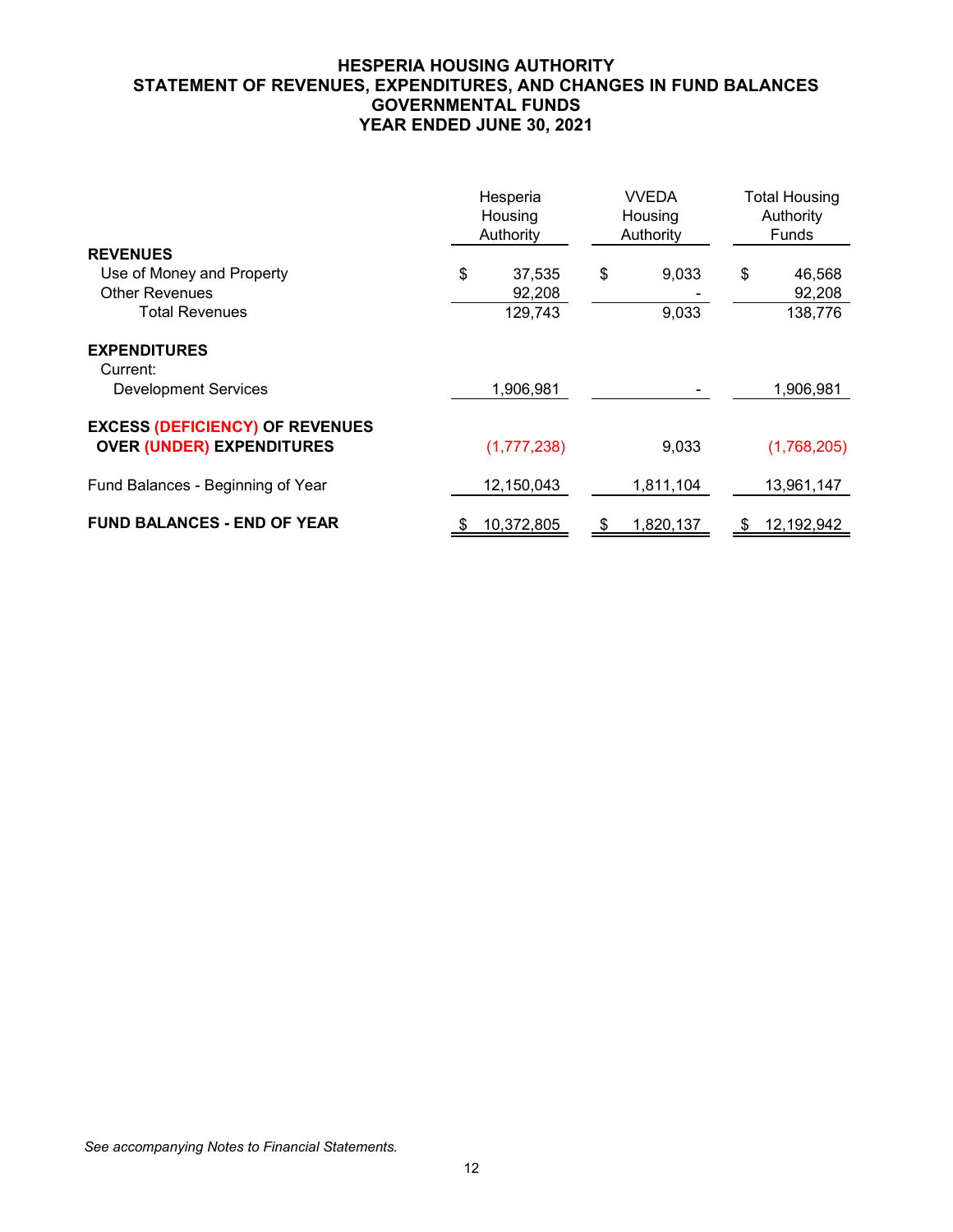# HESPERIA HOUSING AUTHORITY
## STATEMENT OF REVENUES, EXPENDITURES, AND CHANGES IN FUND BALANCES
## GOVERNMENTAL FUNDS
## YEAR ENDED JUNE 30, 2021

| | Hesperia Housing Authority | VVEDA Housing Authority | Total Housing Authority Funds |
|---|---|---|---|
| **REVENUES** | | | |
| Use of Money and Property | $ 37,535 | $ 9,033 | $ 46,568 |
| Other Revenues | 92,208 | - | 92,208 |
| Total Revenues | 129,743 | 9,033 | 138,776 |
| **EXPENDITURES** | | | |
| Current: | | | |
| Development Services | 1,906,981 | - | 1,906,981 |
| **EXCESS (DEFICIENCY) OF REVENUES OVER (UNDER) EXPENDITURES** | (1,777,238) | 9,033 | (1,768,205) |
| Fund Balances - Beginning of Year | 12,150,043 | 1,811,104 | 13,961,147 |
| **FUND BALANCES - END OF YEAR** | $ 10,372,805 | $ 1,820,137 | $ 12,192,942 |

*See accompanying Notes to Financial Statements.*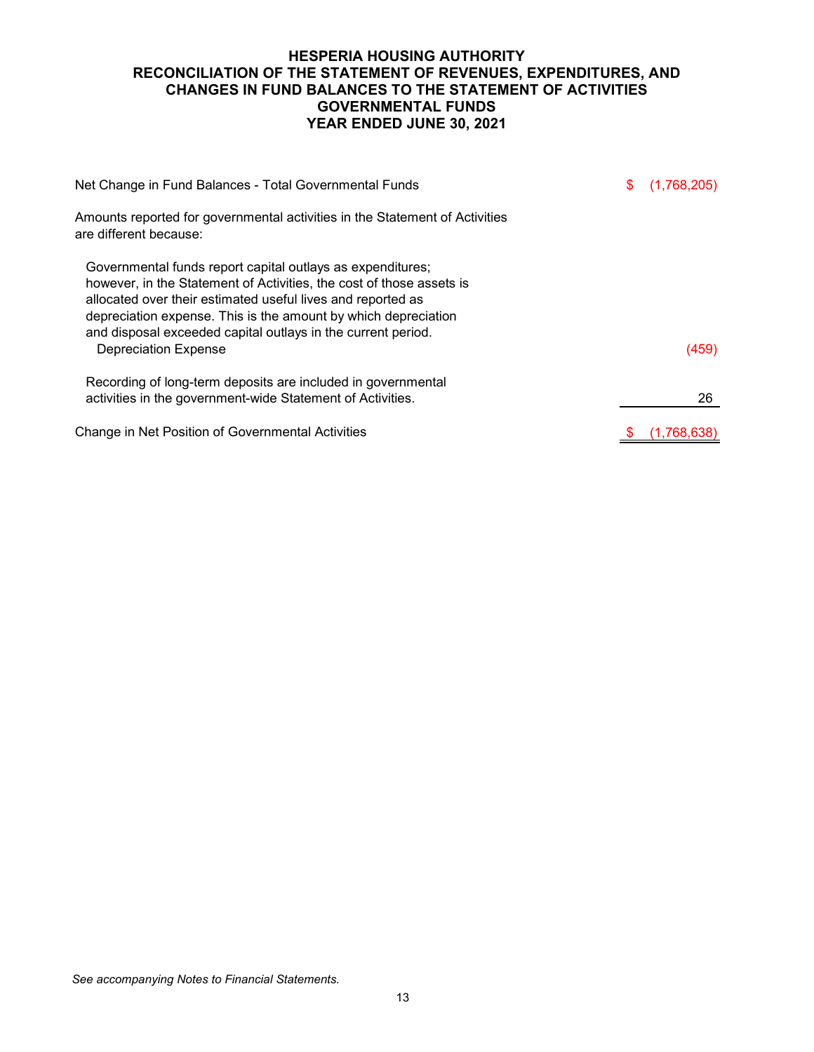# HESPERIA HOUSING AUTHORITY
# RECONCILIATION OF THE STATEMENT OF REVENUES, EXPENDITURES, AND CHANGES IN FUND BALANCES TO THE STATEMENT OF ACTIVITIES
## GOVERNMENTAL FUNDS
## YEAR ENDED JUNE 30, 2021

| | |
|---|---|
| Net Change in Fund Balances - Total Governmental Funds | $ (1,768,205) |
| Amounts reported for governmental activities in the Statement of Activities are different because: | |
| Governmental funds report capital outlays as expenditures; however, in the Statement of Activities, the cost of those assets is allocated over their estimated useful lives and reported as depreciation expense. This is the amount by which depreciation and disposal exceeded capital outlays in the current period. | |
| Depreciation Expense | (459) |
| Recording of long-term deposits are included in governmental activities in the government-wide Statement of Activities. | 26 |
| Change in Net Position of Governmental Activities | $ (1,768,638) |

*See accompanying Notes to Financial Statements.*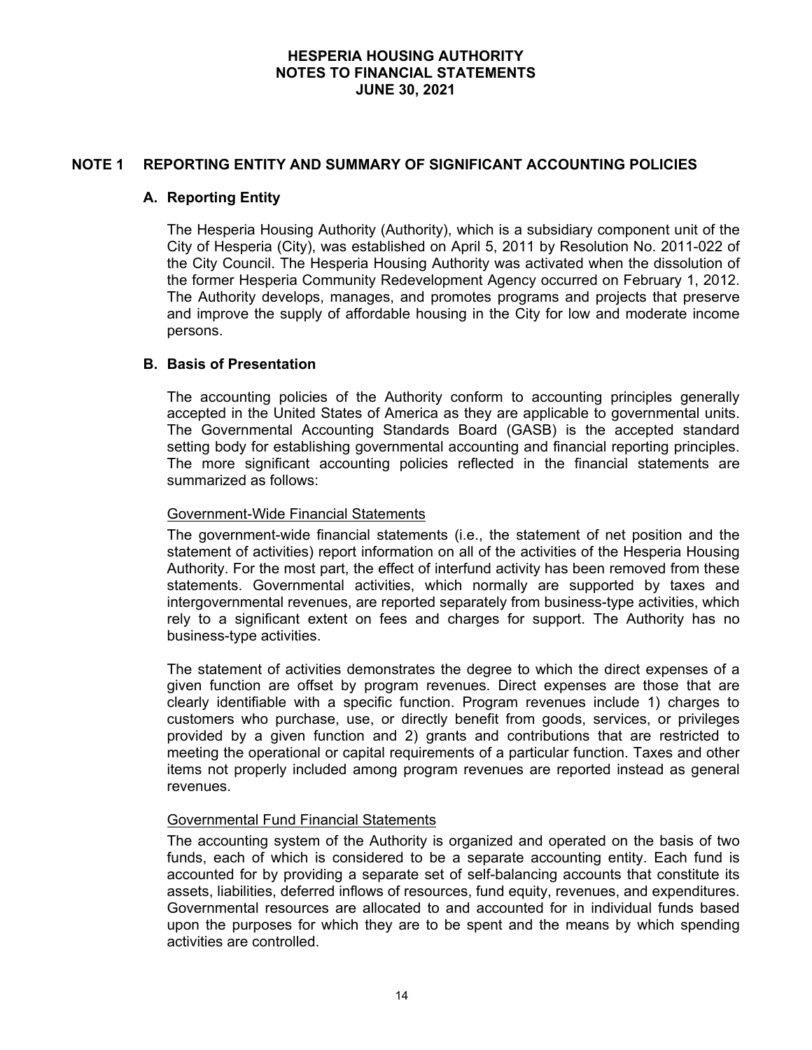## NOTE 1 REPORTING ENTITY AND SUMMARY OF SIGNIFICANT ACCOUNTING POLICIES

### A. Reporting Entity

The Hesperia Housing Authority (Authority), which is a subsidiary component unit of the City of Hesperia (City), was established on April 5, 2011 by Resolution No. 2011-022 of the City Council. The Hesperia Housing Authority was activated when the dissolution of the former Hesperia Community Redevelopment Agency occurred on February 1, 2012. The Authority develops, manages, and promotes programs and projects that preserve and improve the supply of affordable housing in the City for low and moderate income persons.

### B. Basis of Presentation

The accounting policies of the Authority conform to accounting principles generally accepted in the United States of America as they are applicable to governmental units. The Governmental Accounting Standards Board (GASB) is the accepted standard setting body for establishing governmental accounting and financial reporting principles. The more significant accounting policies reflected in the financial statements are summarized as follows:

Government-Wide Financial Statements

The government-wide financial statements (i.e., the statement of net position and the statement of activities) report information on all of the activities of the Hesperia Housing Authority. For the most part, the effect of interfund activity has been removed from these statements. Governmental activities, which normally are supported by taxes and intergovernmental revenues, are reported separately from business-type activities, which rely to a significant extent on fees and charges for support. The Authority has no business-type activities.

The statement of activities demonstrates the degree to which the direct expenses of a given function are offset by program revenues. Direct expenses are those that are clearly identifiable with a specific function. Program revenues include 1) charges to customers who purchase, use, or directly benefit from goods, services, or privileges provided by a given function and 2) grants and contributions that are restricted to meeting the operational or capital requirements of a particular function. Taxes and other items not properly included among program revenues are reported instead as general revenues.

Governmental Fund Financial Statements

The accounting system of the Authority is organized and operated on the basis of two funds, each of which is considered to be a separate accounting entity. Each fund is accounted for by providing a separate set of self-balancing accounts that constitute its assets, liabilities, deferred inflows of resources, fund equity, revenues, and expenditures. Governmental resources are allocated to and accounted for in individual funds based upon the purposes for which they are to be spent and the means by which spending activities are controlled.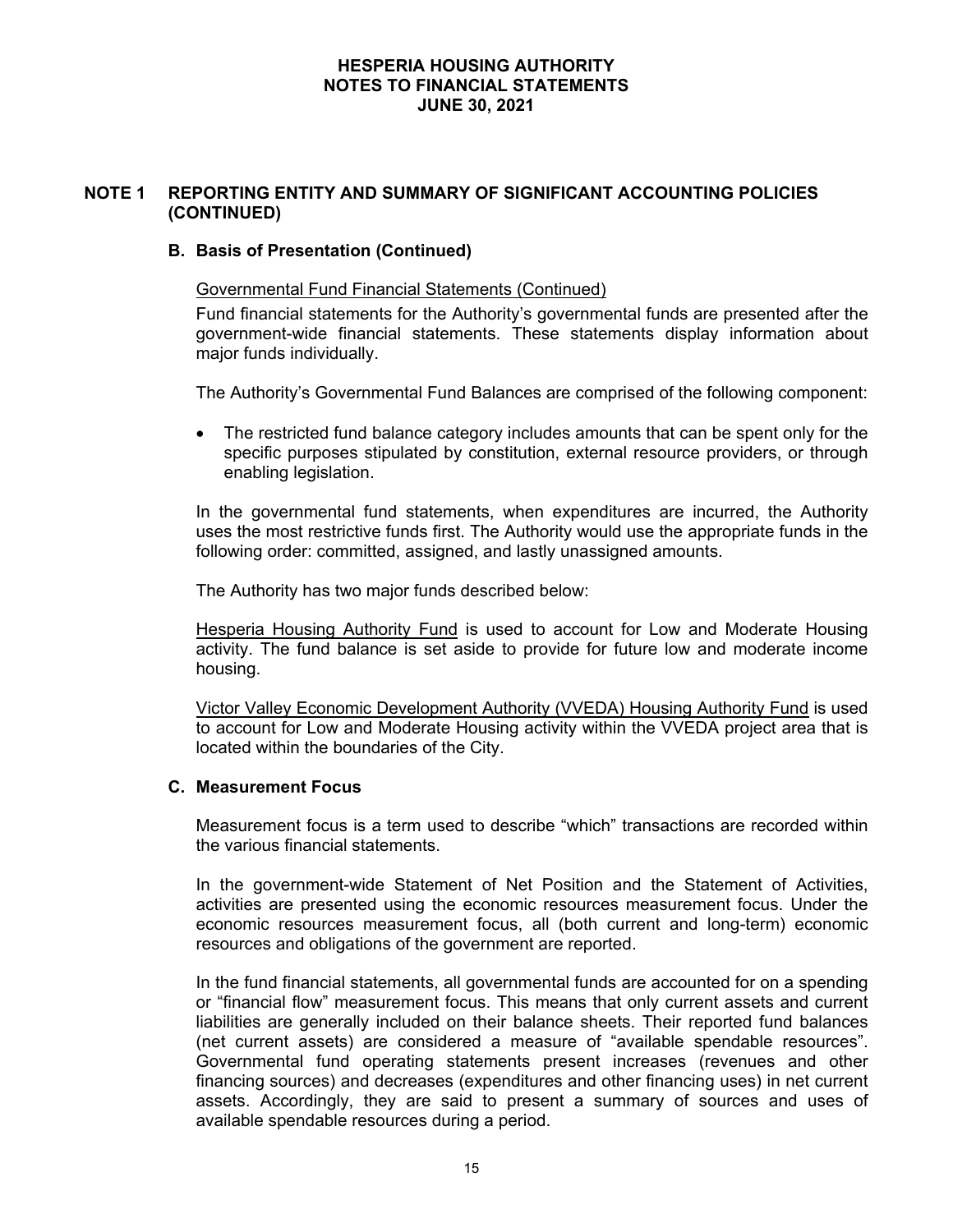## NOTE 1 REPORTING ENTITY AND SUMMARY OF SIGNIFICANT ACCOUNTING POLICIES (CONTINUED)

### B. Basis of Presentation (Continued)

Governmental Fund Financial Statements (Continued)

Fund financial statements for the Authority's governmental funds are presented after the government-wide financial statements. These statements display information about major funds individually.

The Authority's Governmental Fund Balances are comprised of the following component:

- The restricted fund balance category includes amounts that can be spent only for the specific purposes stipulated by constitution, external resource providers, or through enabling legislation.

In the governmental fund statements, when expenditures are incurred, the Authority uses the most restrictive funds first. The Authority would use the appropriate funds in the following order: committed, assigned, and lastly unassigned amounts.

The Authority has two major funds described below:

Hesperia Housing Authority Fund is used to account for Low and Moderate Housing activity. The fund balance is set aside to provide for future low and moderate income housing.

Victor Valley Economic Development Authority (VVEDA) Housing Authority Fund is used to account for Low and Moderate Housing activity within the VVEDA project area that is located within the boundaries of the City.

### C. Measurement Focus

Measurement focus is a term used to describe "which" transactions are recorded within the various financial statements.

In the government-wide Statement of Net Position and the Statement of Activities, activities are presented using the economic resources measurement focus. Under the economic resources measurement focus, all (both current and long-term) economic resources and obligations of the government are reported.

In the fund financial statements, all governmental funds are accounted for on a spending or "financial flow" measurement focus. This means that only current assets and current liabilities are generally included on their balance sheets. Their reported fund balances (net current assets) are considered a measure of "available spendable resources". Governmental fund operating statements present increases (revenues and other financing sources) and decreases (expenditures and other financing uses) in net current assets. Accordingly, they are said to present a summary of sources and uses of available spendable resources during a period.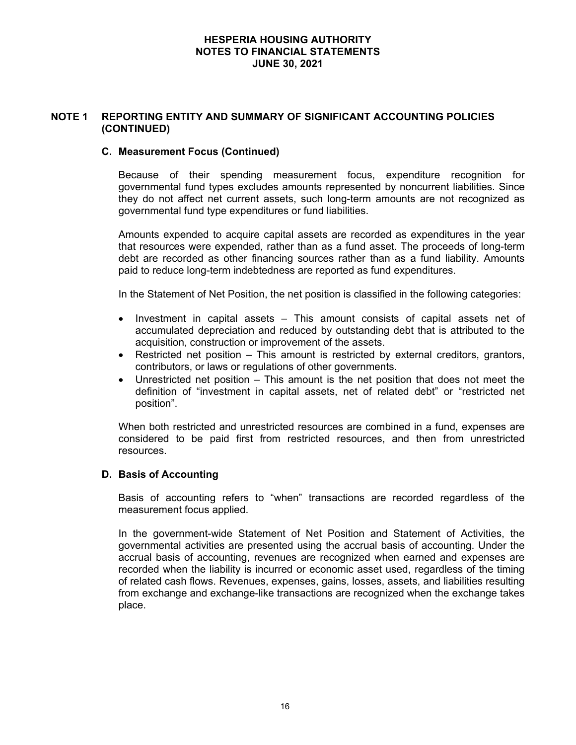## NOTE 1 REPORTING ENTITY AND SUMMARY OF SIGNIFICANT ACCOUNTING POLICIES (CONTINUED)

### C. Measurement Focus (Continued)

Because of their spending measurement focus, expenditure recognition for governmental fund types excludes amounts represented by noncurrent liabilities. Since they do not affect net current assets, such long-term amounts are not recognized as governmental fund type expenditures or fund liabilities.

Amounts expended to acquire capital assets are recorded as expenditures in the year that resources were expended, rather than as a fund asset. The proceeds of long-term debt are recorded as other financing sources rather than as a fund liability. Amounts paid to reduce long-term indebtedness are reported as fund expenditures.

In the Statement of Net Position, the net position is classified in the following categories:

- Investment in capital assets – This amount consists of capital assets net of accumulated depreciation and reduced by outstanding debt that is attributed to the acquisition, construction or improvement of the assets.
- Restricted net position – This amount is restricted by external creditors, grantors, contributors, or laws or regulations of other governments.
- Unrestricted net position – This amount is the net position that does not meet the definition of "investment in capital assets, net of related debt" or "restricted net position".

When both restricted and unrestricted resources are combined in a fund, expenses are considered to be paid first from restricted resources, and then from unrestricted resources.

### D. Basis of Accounting

Basis of accounting refers to "when" transactions are recorded regardless of the measurement focus applied.

In the government-wide Statement of Net Position and Statement of Activities, the governmental activities are presented using the accrual basis of accounting. Under the accrual basis of accounting, revenues are recognized when earned and expenses are recorded when the liability is incurred or economic asset used, regardless of the timing of related cash flows. Revenues, expenses, gains, losses, assets, and liabilities resulting from exchange and exchange-like transactions are recognized when the exchange takes place.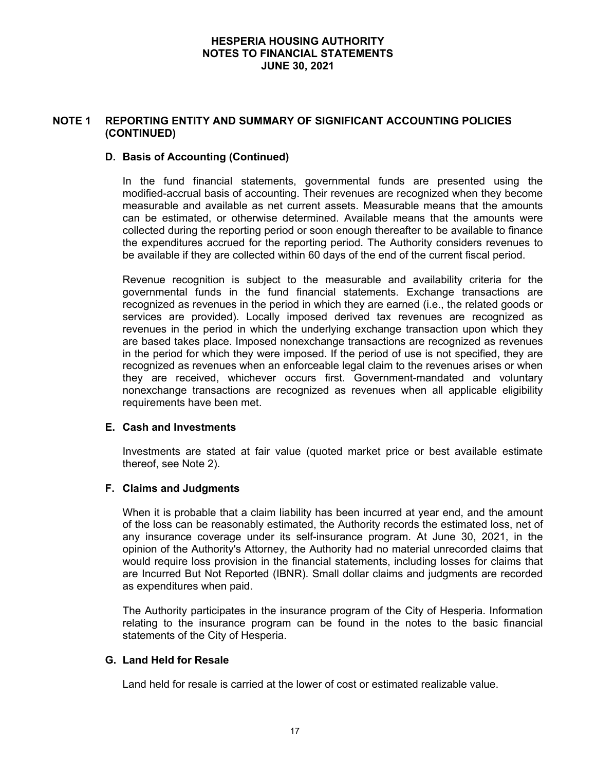## NOTE 1 REPORTING ENTITY AND SUMMARY OF SIGNIFICANT ACCOUNTING POLICIES (CONTINUED)

### D. Basis of Accounting (Continued)

In the fund financial statements, governmental funds are presented using the modified-accrual basis of accounting. Their revenues are recognized when they become measurable and available as net current assets. Measurable means that the amounts can be estimated, or otherwise determined. Available means that the amounts were collected during the reporting period or soon enough thereafter to be available to finance the expenditures accrued for the reporting period. The Authority considers revenues to be available if they are collected within 60 days of the end of the current fiscal period.

Revenue recognition is subject to the measurable and availability criteria for the governmental funds in the fund financial statements. Exchange transactions are recognized as revenues in the period in which they are earned (i.e., the related goods or services are provided). Locally imposed derived tax revenues are recognized as revenues in the period in which the underlying exchange transaction upon which they are based takes place. Imposed nonexchange transactions are recognized as revenues in the period for which they were imposed. If the period of use is not specified, they are recognized as revenues when an enforceable legal claim to the revenues arises or when they are received, whichever occurs first. Government-mandated and voluntary nonexchange transactions are recognized as revenues when all applicable eligibility requirements have been met.

### E. Cash and Investments

Investments are stated at fair value (quoted market price or best available estimate thereof, see Note 2).

### F. Claims and Judgments

When it is probable that a claim liability has been incurred at year end, and the amount of the loss can be reasonably estimated, the Authority records the estimated loss, net of any insurance coverage under its self-insurance program. At June 30, 2021, in the opinion of the Authority's Attorney, the Authority had no material unrecorded claims that would require loss provision in the financial statements, including losses for claims that are Incurred But Not Reported (IBNR). Small dollar claims and judgments are recorded as expenditures when paid.

The Authority participates in the insurance program of the City of Hesperia. Information relating to the insurance program can be found in the notes to the basic financial statements of the City of Hesperia.

### G. Land Held for Resale

Land held for resale is carried at the lower of cost or estimated realizable value.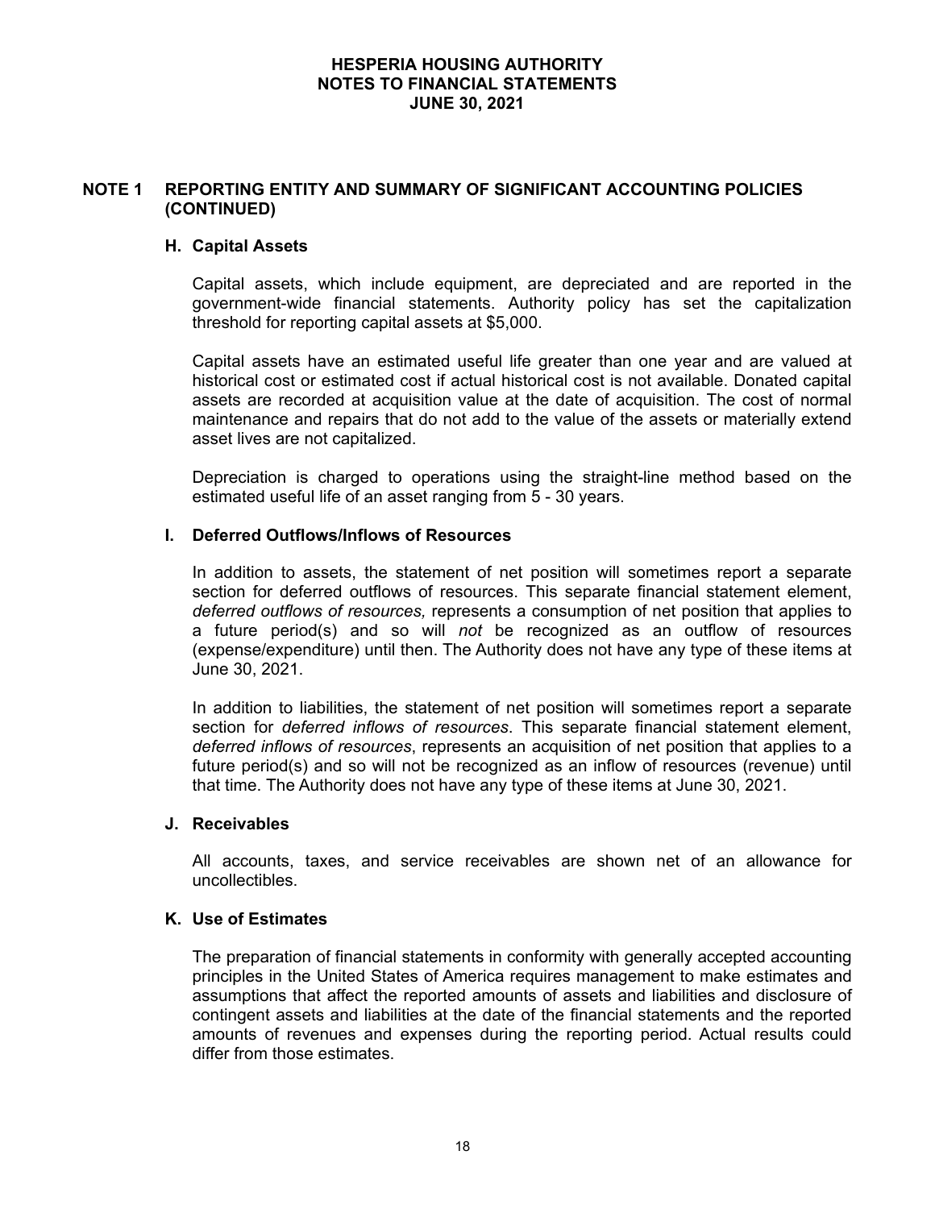## NOTE 1 REPORTING ENTITY AND SUMMARY OF SIGNIFICANT ACCOUNTING POLICIES (CONTINUED)

### H. Capital Assets

Capital assets, which include equipment, are depreciated and are reported in the government-wide financial statements. Authority policy has set the capitalization threshold for reporting capital assets at $5,000.

Capital assets have an estimated useful life greater than one year and are valued at historical cost or estimated cost if actual historical cost is not available. Donated capital assets are recorded at acquisition value at the date of acquisition. The cost of normal maintenance and repairs that do not add to the value of the assets or materially extend asset lives are not capitalized.

Depreciation is charged to operations using the straight-line method based on the estimated useful life of an asset ranging from 5 - 30 years.

### I. Deferred Outflows/Inflows of Resources

In addition to assets, the statement of net position will sometimes report a separate section for deferred outflows of resources. This separate financial statement element, *deferred outflows of resources,* represents a consumption of net position that applies to a future period(s) and so will *not* be recognized as an outflow of resources (expense/expenditure) until then. The Authority does not have any type of these items at June 30, 2021.

In addition to liabilities, the statement of net position will sometimes report a separate section for *deferred inflows of resources*. This separate financial statement element, *deferred inflows of resources*, represents an acquisition of net position that applies to a future period(s) and so will not be recognized as an inflow of resources (revenue) until that time. The Authority does not have any type of these items at June 30, 2021.

### J. Receivables

All accounts, taxes, and service receivables are shown net of an allowance for uncollectibles.

### K. Use of Estimates

The preparation of financial statements in conformity with generally accepted accounting principles in the United States of America requires management to make estimates and assumptions that affect the reported amounts of assets and liabilities and disclosure of contingent assets and liabilities at the date of the financial statements and the reported amounts of revenues and expenses during the reporting period. Actual results could differ from those estimates.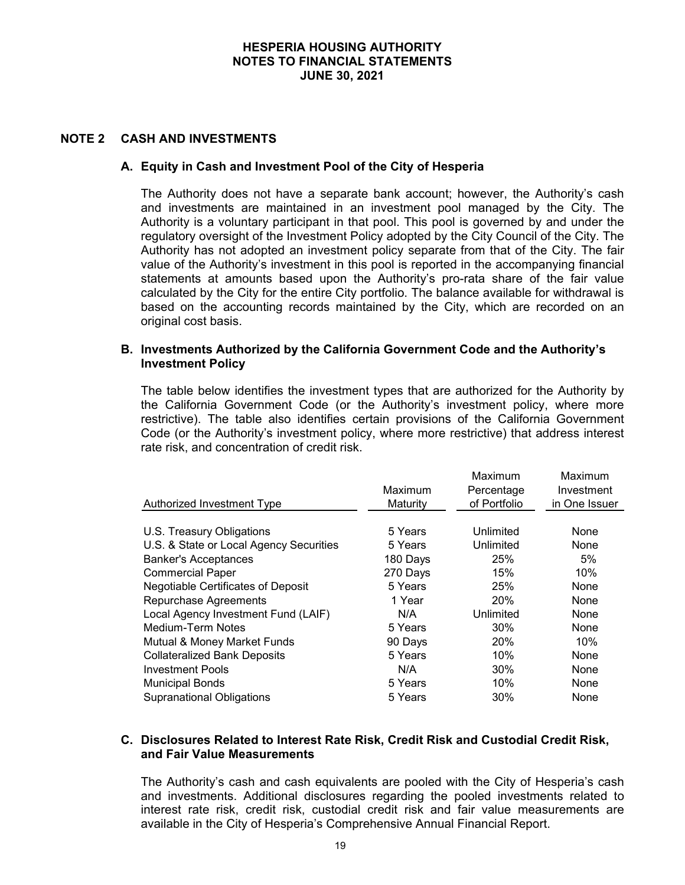## NOTE 2 CASH AND INVESTMENTS

### A. Equity in Cash and Investment Pool of the City of Hesperia

The Authority does not have a separate bank account; however, the Authority's cash and investments are maintained in an investment pool managed by the City. The Authority is a voluntary participant in that pool. This pool is governed by and under the regulatory oversight of the Investment Policy adopted by the City Council of the City. The Authority has not adopted an investment policy separate from that of the City. The fair value of the Authority's investment in this pool is reported in the accompanying financial statements at amounts based upon the Authority's pro-rata share of the fair value calculated by the City for the entire City portfolio. The balance available for withdrawal is based on the accounting records maintained by the City, which are recorded on an original cost basis.

### B. Investments Authorized by the California Government Code and the Authority's Investment Policy

The table below identifies the investment types that are authorized for the Authority by the California Government Code (or the Authority's investment policy, where more restrictive). The table also identifies certain provisions of the California Government Code (or the Authority's investment policy, where more restrictive) that address interest rate risk, and concentration of credit risk.

| Authorized Investment Type | Maximum Maturity | Maximum Percentage of Portfolio | Maximum Investment in One Issuer |
|---|---|---|---|
| U.S. Treasury Obligations | 5 Years | Unlimited | None |
| U.S. & State or Local Agency Securities | 5 Years | Unlimited | None |
| Banker's Acceptances | 180 Days | 25% | 5% |
| Commercial Paper | 270 Days | 15% | 10% |
| Negotiable Certificates of Deposit | 5 Years | 25% | None |
| Repurchase Agreements | 1 Year | 20% | None |
| Local Agency Investment Fund (LAIF) | N/A | Unlimited | None |
| Medium-Term Notes | 5 Years | 30% | None |
| Mutual & Money Market Funds | 90 Days | 20% | 10% |
| Collateralized Bank Deposits | 5 Years | 10% | None |
| Investment Pools | N/A | 30% | None |
| Municipal Bonds | 5 Years | 10% | None |
| Supranational Obligations | 5 Years | 30% | None |

### C. Disclosures Related to Interest Rate Risk, Credit Risk and Custodial Credit Risk, and Fair Value Measurements

The Authority's cash and cash equivalents are pooled with the City of Hesperia's cash and investments. Additional disclosures regarding the pooled investments related to interest rate risk, credit risk, custodial credit risk and fair value measurements are available in the City of Hesperia's Comprehensive Annual Financial Report.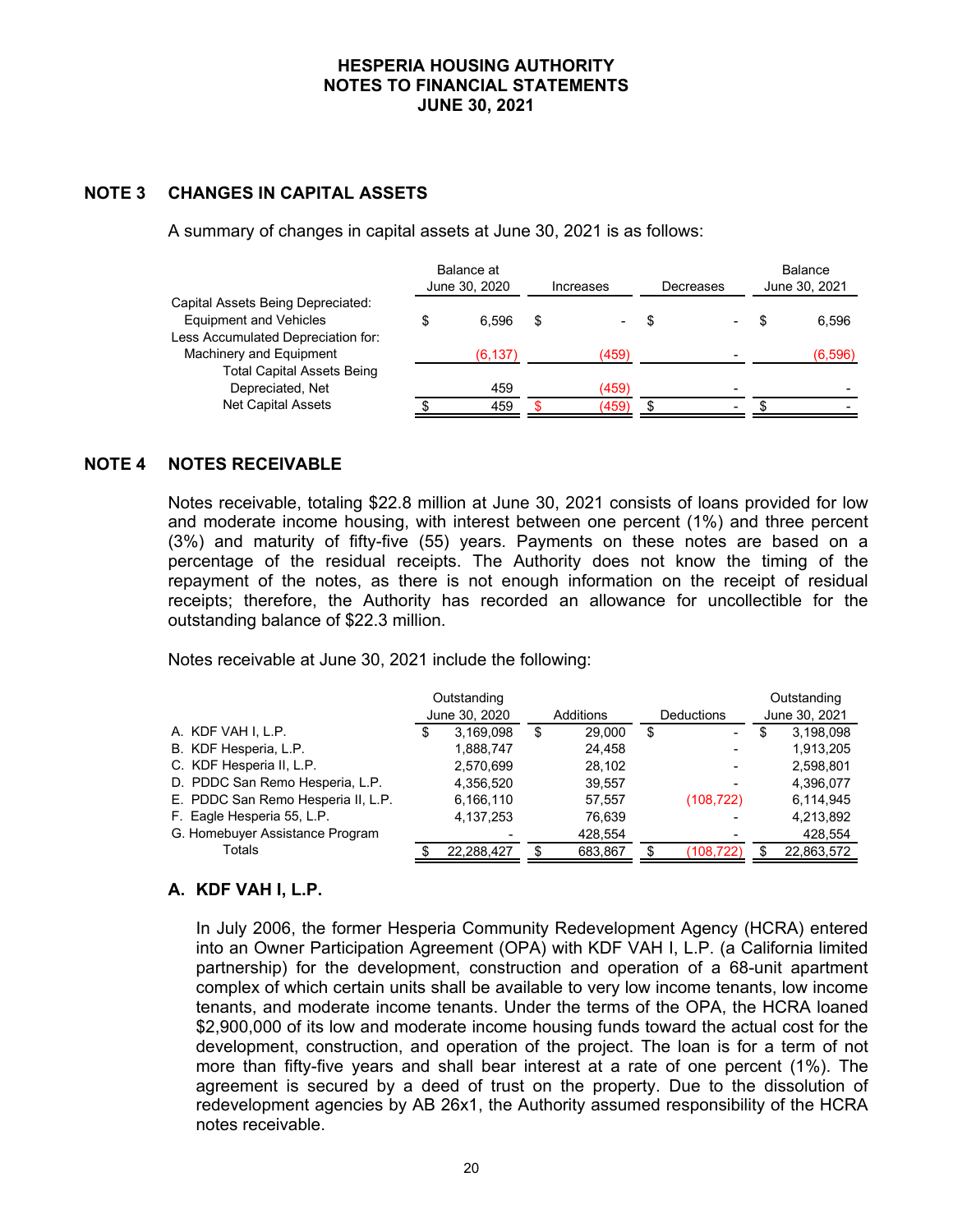## NOTE 3 CHANGES IN CAPITAL ASSETS

A summary of changes in capital assets at June 30, 2021 is as follows:

| | Balance at June 30, 2020 | Increases | Decreases | Balance June 30, 2021 |
|---|---|---|---|---|
| Capital Assets Being Depreciated: | | | | |
| Equipment and Vehicles | $ 6,596 | $ - | $ - | $ 6,596 |
| Less Accumulated Depreciation for: | | | | |
| Machinery and Equipment | (6,137) | (459) | - | (6,596) |
| Total Capital Assets Being Depreciated, Net | 459 | (459) | - | - |
| Net Capital Assets | $ 459 | $ (459) | $ - | $ - |

## NOTE 4 NOTES RECEIVABLE

Notes receivable, totaling $22.8 million at June 30, 2021 consists of loans provided for low and moderate income housing, with interest between one percent (1%) and three percent (3%) and maturity of fifty-five (55) years. Payments on these notes are based on a percentage of the residual receipts. The Authority does not know the timing of the repayment of the notes, as there is not enough information on the receipt of residual receipts; therefore, the Authority has recorded an allowance for uncollectible for the outstanding balance of $22.3 million.

Notes receivable at June 30, 2021 include the following:

| | Outstanding June 30, 2020 | Additions | Deductions | Outstanding June 30, 2021 |
|---|---|---|---|---|
| A. KDF VAH I, L.P. | $ 3,169,098 | $ 29,000 | $ - | $ 3,198,098 |
| B. KDF Hesperia, L.P. | 1,888,747 | 24,458 | - | 1,913,205 |
| C. KDF Hesperia II, L.P. | 2,570,699 | 28,102 | - | 2,598,801 |
| D. PDDC San Remo Hesperia, L.P. | 4,356,520 | 39,557 | - | 4,396,077 |
| E. PDDC San Remo Hesperia II, L.P. | 6,166,110 | 57,557 | (108,722) | 6,114,945 |
| F. Eagle Hesperia 55, L.P. | 4,137,253 | 76,639 | - | 4,213,892 |
| G. Homebuyer Assistance Program | - | 428,554 | - | 428,554 |
| Totals | $ 22,288,427 | $ 683,867 | $ (108,722) | $ 22,863,572 |

### A. KDF VAH I, L.P.

In July 2006, the former Hesperia Community Redevelopment Agency (HCRA) entered into an Owner Participation Agreement (OPA) with KDF VAH I, L.P. (a California limited partnership) for the development, construction and operation of a 68-unit apartment complex of which certain units shall be available to very low income tenants, low income tenants, and moderate income tenants. Under the terms of the OPA, the HCRA loaned $2,900,000 of its low and moderate income housing funds toward the actual cost for the development, construction, and operation of the project. The loan is for a term of not more than fifty-five years and shall bear interest at a rate of one percent (1%). The agreement is secured by a deed of trust on the property. Due to the dissolution of redevelopment agencies by AB 26x1, the Authority assumed responsibility of the HCRA notes receivable.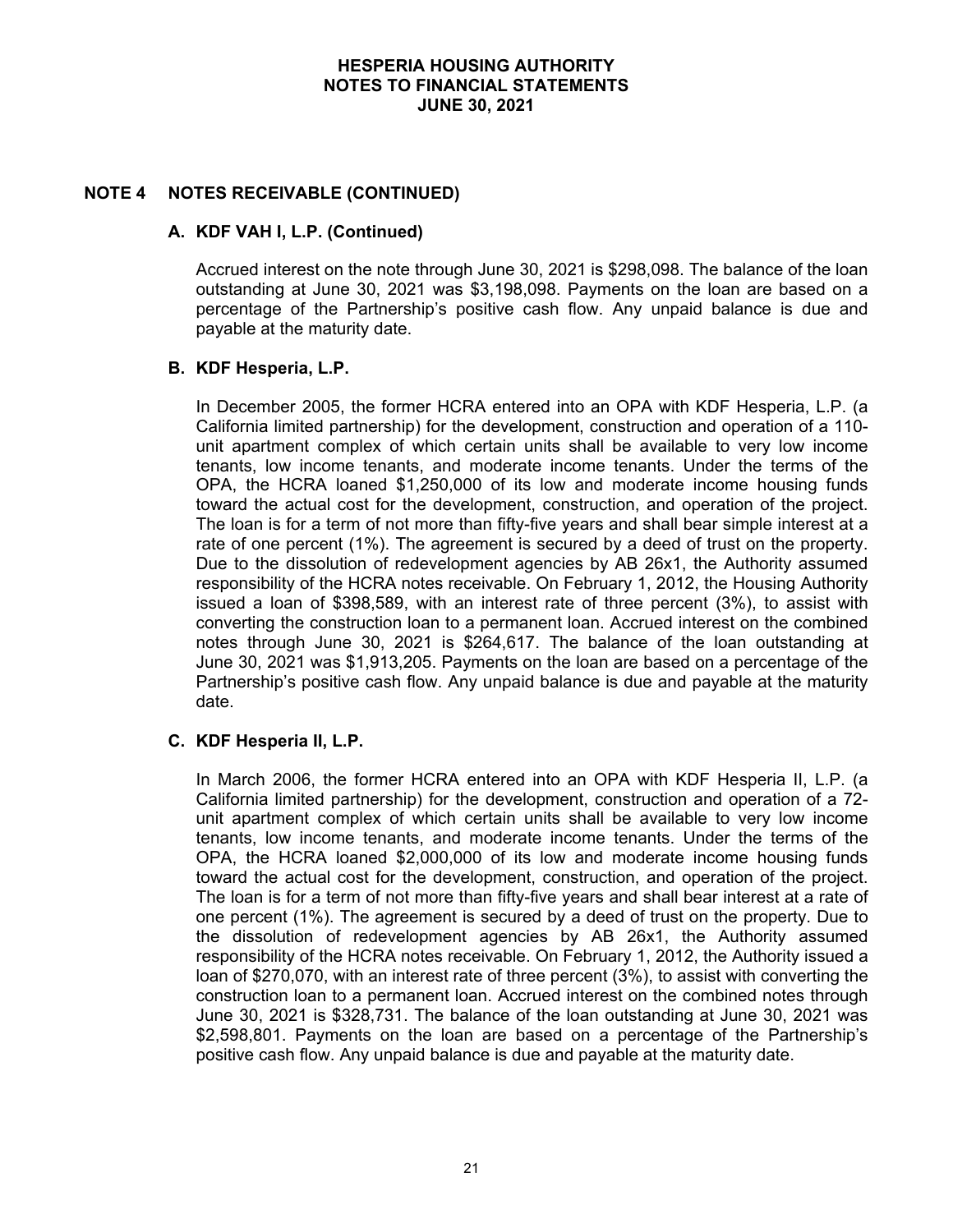## NOTE 4 NOTES RECEIVABLE (CONTINUED)

### A. KDF VAH I, L.P. (Continued)

Accrued interest on the note through June 30, 2021 is $298,098. The balance of the loan outstanding at June 30, 2021 was $3,198,098. Payments on the loan are based on a percentage of the Partnership's positive cash flow. Any unpaid balance is due and payable at the maturity date.

### B. KDF Hesperia, L.P.

In December 2005, the former HCRA entered into an OPA with KDF Hesperia, L.P. (a California limited partnership) for the development, construction and operation of a 110-unit apartment complex of which certain units shall be available to very low income tenants, low income tenants, and moderate income tenants. Under the terms of the OPA, the HCRA loaned $1,250,000 of its low and moderate income housing funds toward the actual cost for the development, construction, and operation of the project. The loan is for a term of not more than fifty-five years and shall bear simple interest at a rate of one percent (1%). The agreement is secured by a deed of trust on the property. Due to the dissolution of redevelopment agencies by AB 26x1, the Authority assumed responsibility of the HCRA notes receivable. On February 1, 2012, the Housing Authority issued a loan of $398,589, with an interest rate of three percent (3%), to assist with converting the construction loan to a permanent loan. Accrued interest on the combined notes through June 30, 2021 is $264,617. The balance of the loan outstanding at June 30, 2021 was $1,913,205. Payments on the loan are based on a percentage of the Partnership's positive cash flow. Any unpaid balance is due and payable at the maturity date.

### C. KDF Hesperia II, L.P.

In March 2006, the former HCRA entered into an OPA with KDF Hesperia II, L.P. (a California limited partnership) for the development, construction and operation of a 72-unit apartment complex of which certain units shall be available to very low income tenants, low income tenants, and moderate income tenants. Under the terms of the OPA, the HCRA loaned $2,000,000 of its low and moderate income housing funds toward the actual cost for the development, construction, and operation of the project. The loan is for a term of not more than fifty-five years and shall bear interest at a rate of one percent (1%). The agreement is secured by a deed of trust on the property. Due to the dissolution of redevelopment agencies by AB 26x1, the Authority assumed responsibility of the HCRA notes receivable. On February 1, 2012, the Authority issued a loan of $270,070, with an interest rate of three percent (3%), to assist with converting the construction loan to a permanent loan. Accrued interest on the combined notes through June 30, 2021 is $328,731. The balance of the loan outstanding at June 30, 2021 was $2,598,801. Payments on the loan are based on a percentage of the Partnership's positive cash flow. Any unpaid balance is due and payable at the maturity date.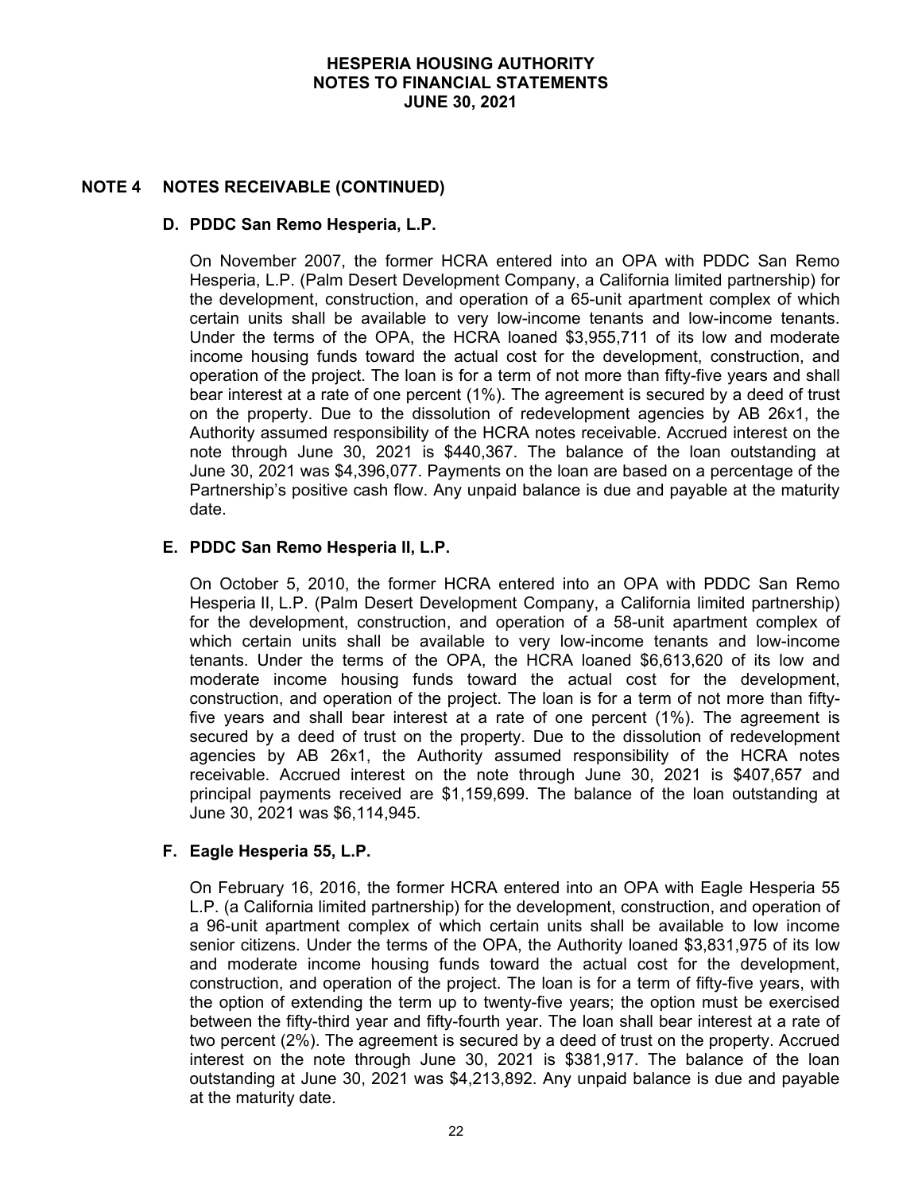## NOTE 4 NOTES RECEIVABLE (CONTINUED)

### D. PDDC San Remo Hesperia, L.P.

On November 2007, the former HCRA entered into an OPA with PDDC San Remo Hesperia, L.P. (Palm Desert Development Company, a California limited partnership) for the development, construction, and operation of a 65-unit apartment complex of which certain units shall be available to very low-income tenants and low-income tenants. Under the terms of the OPA, the HCRA loaned \$3,955,711 of its low and moderate income housing funds toward the actual cost for the development, construction, and operation of the project. The loan is for a term of not more than fifty-five years and shall bear interest at a rate of one percent (1%). The agreement is secured by a deed of trust on the property. Due to the dissolution of redevelopment agencies by AB 26x1, the Authority assumed responsibility of the HCRA notes receivable. Accrued interest on the note through June 30, 2021 is \$440,367. The balance of the loan outstanding at June 30, 2021 was \$4,396,077. Payments on the loan are based on a percentage of the Partnership's positive cash flow. Any unpaid balance is due and payable at the maturity date.

### E. PDDC San Remo Hesperia II, L.P.

On October 5, 2010, the former HCRA entered into an OPA with PDDC San Remo Hesperia II, L.P. (Palm Desert Development Company, a California limited partnership) for the development, construction, and operation of a 58-unit apartment complex of which certain units shall be available to very low-income tenants and low-income tenants. Under the terms of the OPA, the HCRA loaned \$6,613,620 of its low and moderate income housing funds toward the actual cost for the development, construction, and operation of the project. The loan is for a term of not more than fifty-five years and shall bear interest at a rate of one percent (1%). The agreement is secured by a deed of trust on the property. Due to the dissolution of redevelopment agencies by AB 26x1, the Authority assumed responsibility of the HCRA notes receivable. Accrued interest on the note through June 30, 2021 is \$407,657 and principal payments received are \$1,159,699. The balance of the loan outstanding at June 30, 2021 was \$6,114,945.

### F. Eagle Hesperia 55, L.P.

On February 16, 2016, the former HCRA entered into an OPA with Eagle Hesperia 55 L.P. (a California limited partnership) for the development, construction, and operation of a 96-unit apartment complex of which certain units shall be available to low income senior citizens. Under the terms of the OPA, the Authority loaned \$3,831,975 of its low and moderate income housing funds toward the actual cost for the development, construction, and operation of the project. The loan is for a term of fifty-five years, with the option of extending the term up to twenty-five years; the option must be exercised between the fifty-third year and fifty-fourth year. The loan shall bear interest at a rate of two percent (2%). The agreement is secured by a deed of trust on the property. Accrued interest on the note through June 30, 2021 is \$381,917. The balance of the loan outstanding at June 30, 2021 was \$4,213,892. Any unpaid balance is due and payable at the maturity date.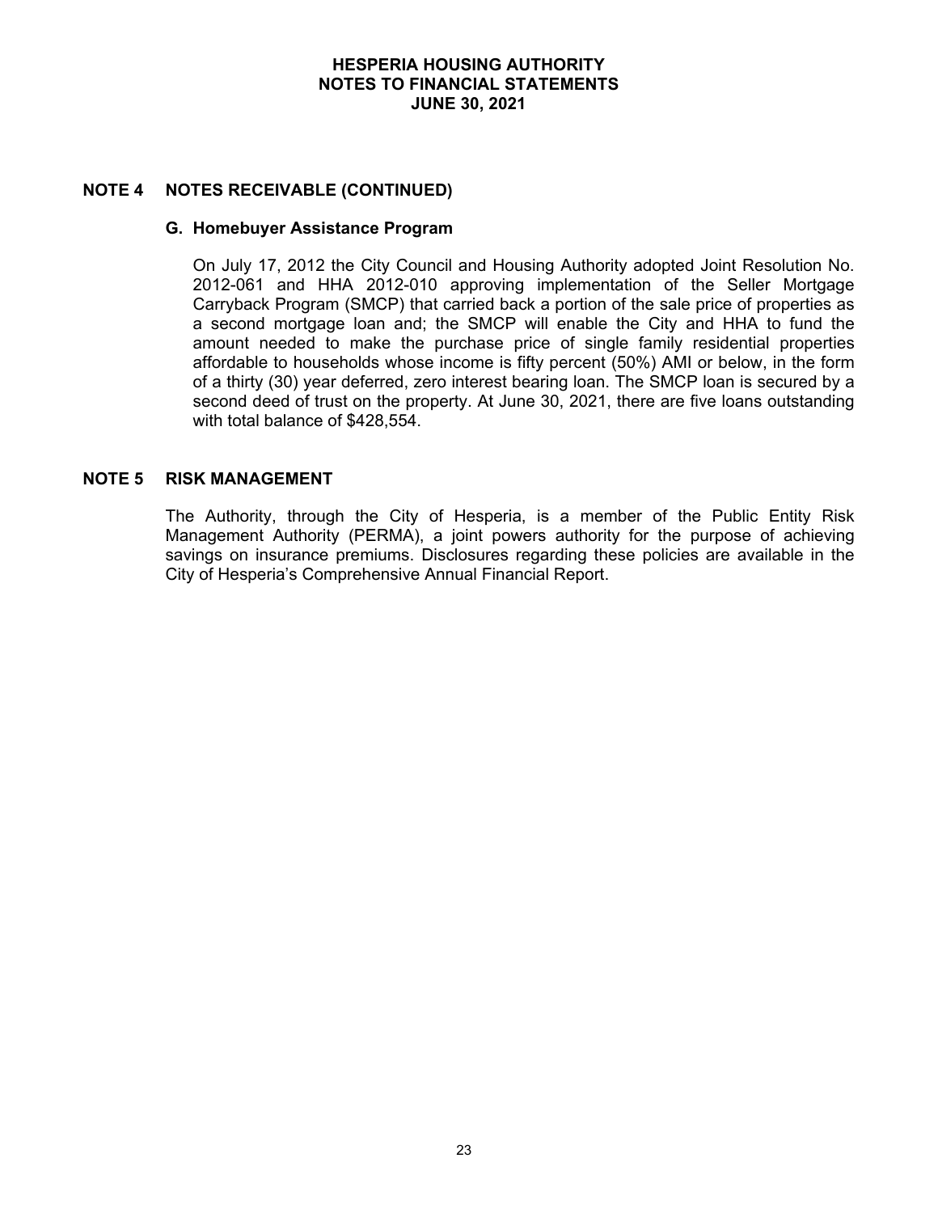## NOTE 4 NOTES RECEIVABLE (CONTINUED)

### G. Homebuyer Assistance Program

On July 17, 2012 the City Council and Housing Authority adopted Joint Resolution No. 2012-061 and HHA 2012-010 approving implementation of the Seller Mortgage Carryback Program (SMCP) that carried back a portion of the sale price of properties as a second mortgage loan and; the SMCP will enable the City and HHA to fund the amount needed to make the purchase price of single family residential properties affordable to households whose income is fifty percent (50%) AMI or below, in the form of a thirty (30) year deferred, zero interest bearing loan. The SMCP loan is secured by a second deed of trust on the property. At June 30, 2021, there are five loans outstanding with total balance of $428,554.

## NOTE 5 RISK MANAGEMENT

The Authority, through the City of Hesperia, is a member of the Public Entity Risk Management Authority (PERMA), a joint powers authority for the purpose of achieving savings on insurance premiums. Disclosures regarding these policies are available in the City of Hesperia's Comprehensive Annual Financial Report.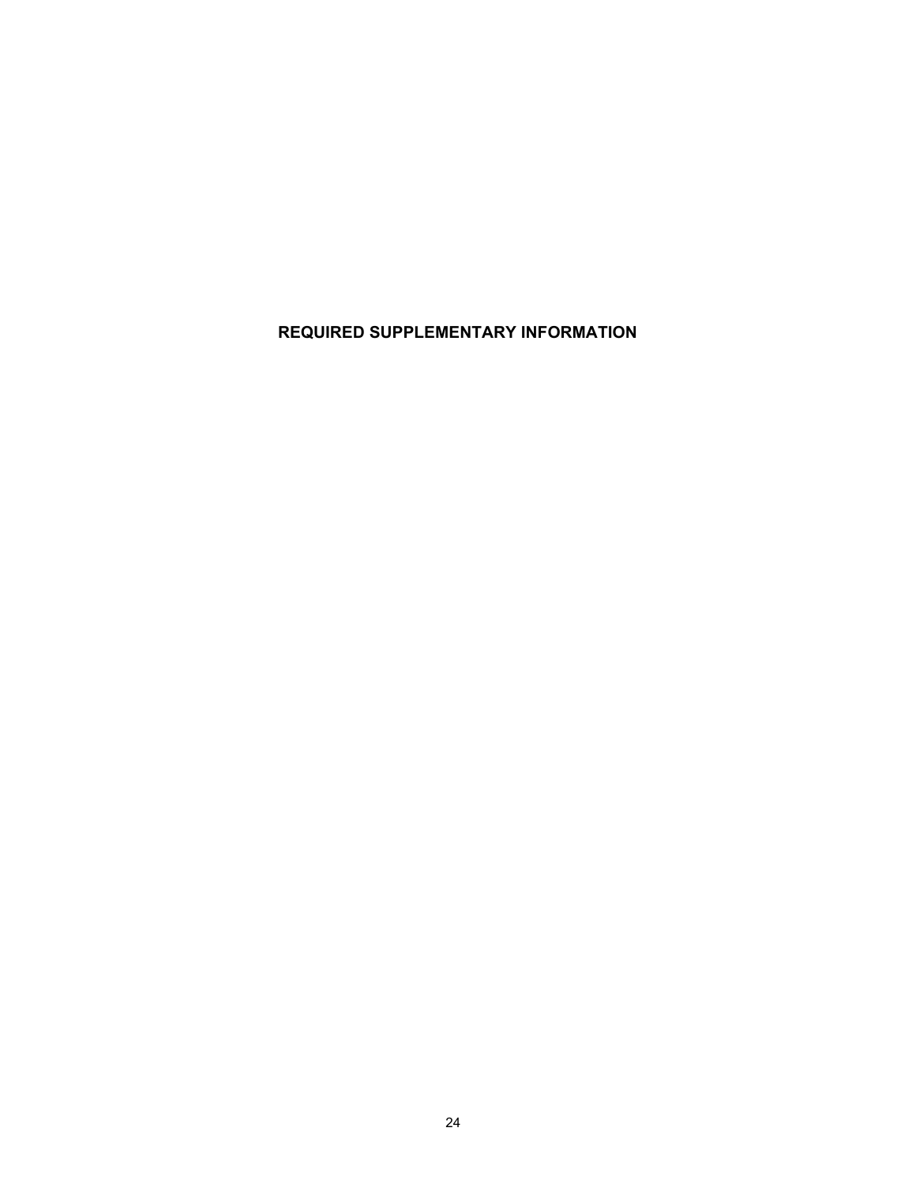# REQUIRED SUPPLEMENTARY INFORMATION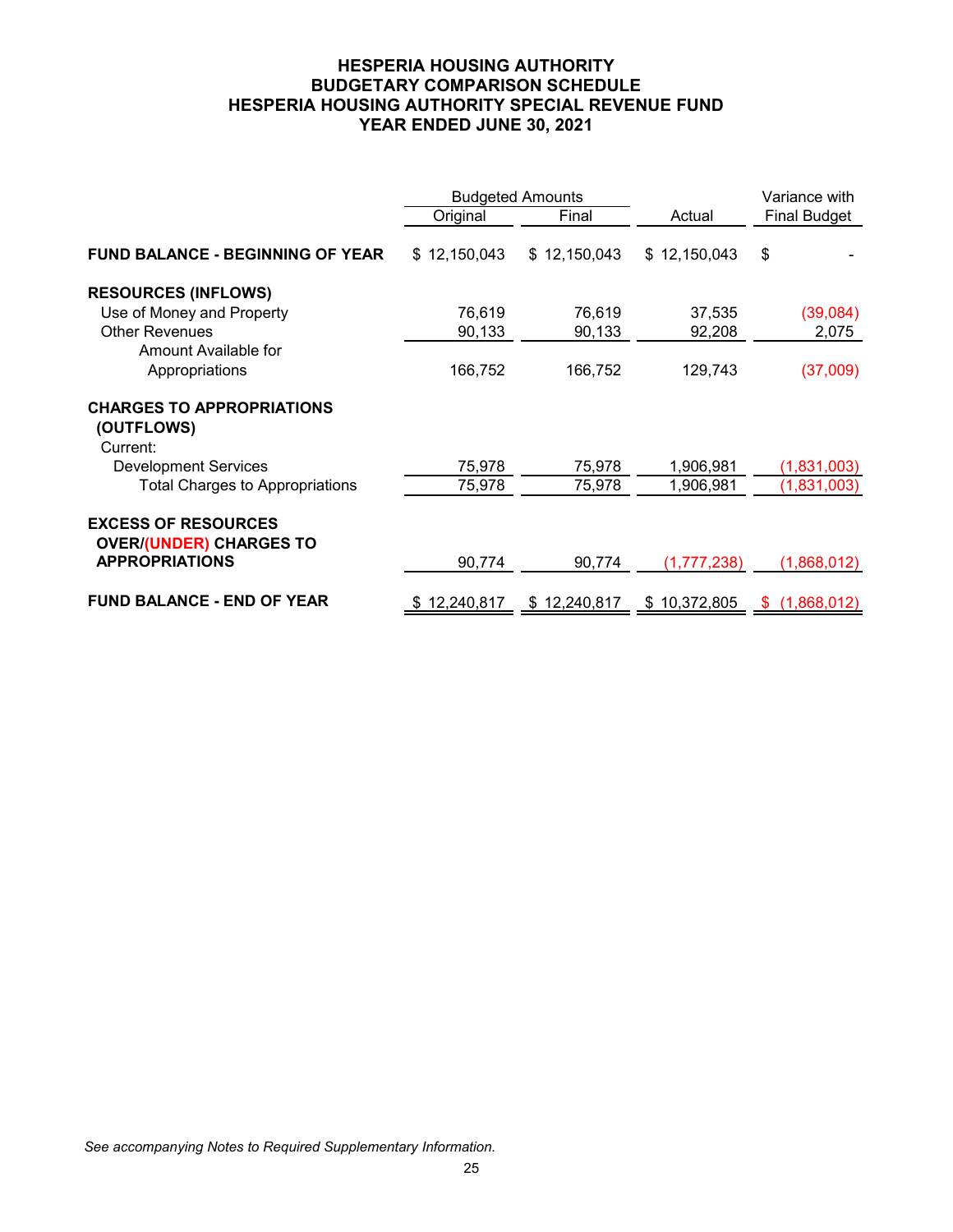# HESPERIA HOUSING AUTHORITY
## BUDGETARY COMPARISON SCHEDULE
## HESPERIA HOUSING AUTHORITY SPECIAL REVENUE FUND
## YEAR ENDED JUNE 30, 2021

| | Budgeted Amounts | | | Variance with |
|---|---|---|---|---|
| | Original | Final | Actual | Final Budget |
| **FUND BALANCE - BEGINNING OF YEAR** | $ 12,150,043 | $ 12,150,043 | $ 12,150,043 | $ - |
| **RESOURCES (INFLOWS)** | | | | |
| Use of Money and Property | 76,619 | 76,619 | 37,535 | (39,084) |
| Other Revenues | 90,133 | 90,133 | 92,208 | 2,075 |
| Amount Available for Appropriations | 166,752 | 166,752 | 129,743 | (37,009) |
| **CHARGES TO APPROPRIATIONS (OUTFLOWS)** | | | | |
| Current: | | | | |
| Development Services | 75,978 | 75,978 | 1,906,981 | (1,831,003) |
| Total Charges to Appropriations | 75,978 | 75,978 | 1,906,981 | (1,831,003) |
| **EXCESS OF RESOURCES OVER/(UNDER) CHARGES TO APPROPRIATIONS** | 90,774 | 90,774 | (1,777,238) | (1,868,012) |
| **FUND BALANCE - END OF YEAR** | $ 12,240,817 | $ 12,240,817 | $ 10,372,805 | $ (1,868,012) |

*See accompanying Notes to Required Supplementary Information.*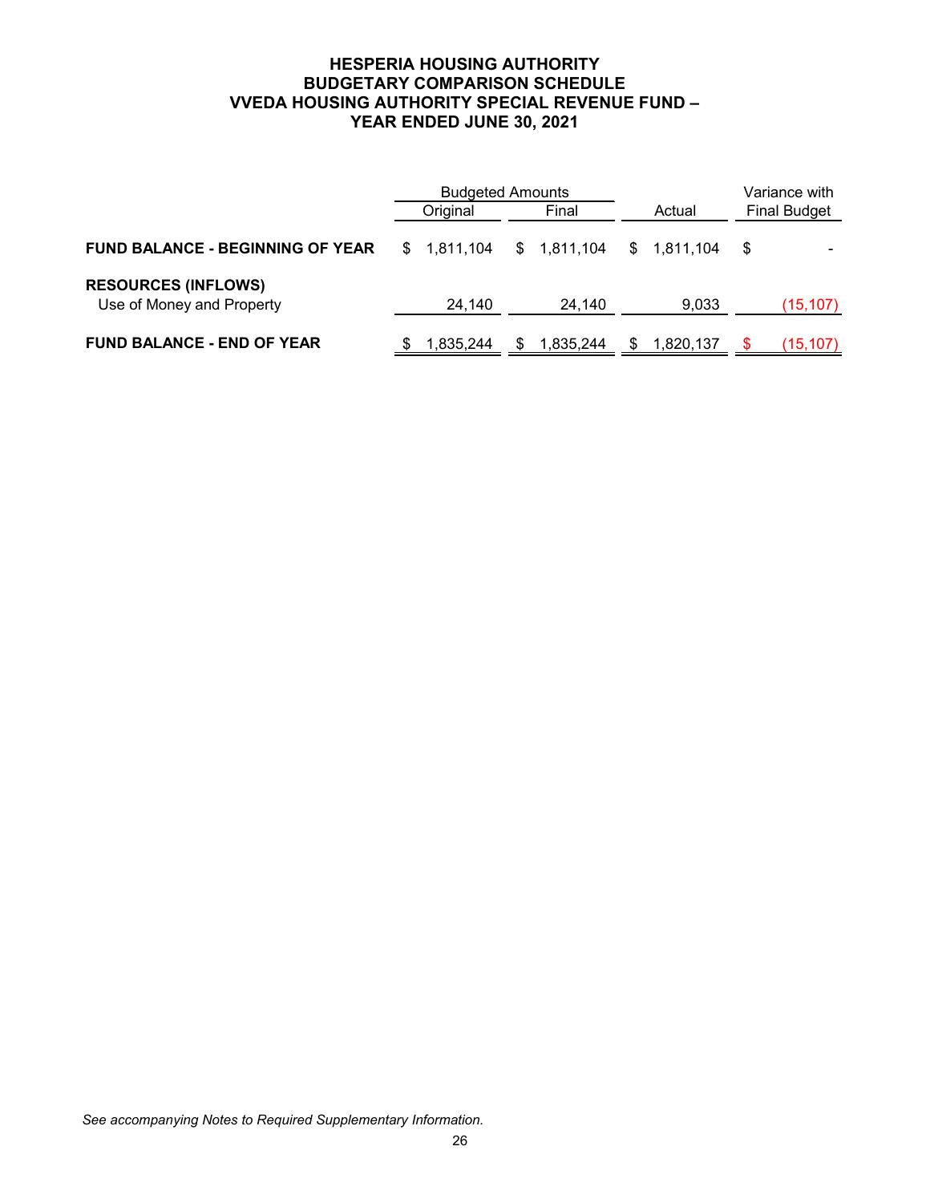# HESPERIA HOUSING AUTHORITY
## BUDGETARY COMPARISON SCHEDULE
## VVEDA HOUSING AUTHORITY SPECIAL REVENUE FUND –
## YEAR ENDED JUNE 30, 2021

| | Budgeted Amounts | | | Variance with |
|---|---|---|---|---|
| | Original | Final | Actual | Final Budget |
| **FUND BALANCE - BEGINNING OF YEAR** | $ 1,811,104 | $ 1,811,104 | $ 1,811,104 | $ - |
| **RESOURCES (INFLOWS)** | | | | |
| Use of Money and Property | 24,140 | 24,140 | 9,033 | (15,107) |
| **FUND BALANCE - END OF YEAR** | $ 1,835,244 | $ 1,835,244 | $ 1,820,137 | $ (15,107) |

*See accompanying Notes to Required Supplementary Information.*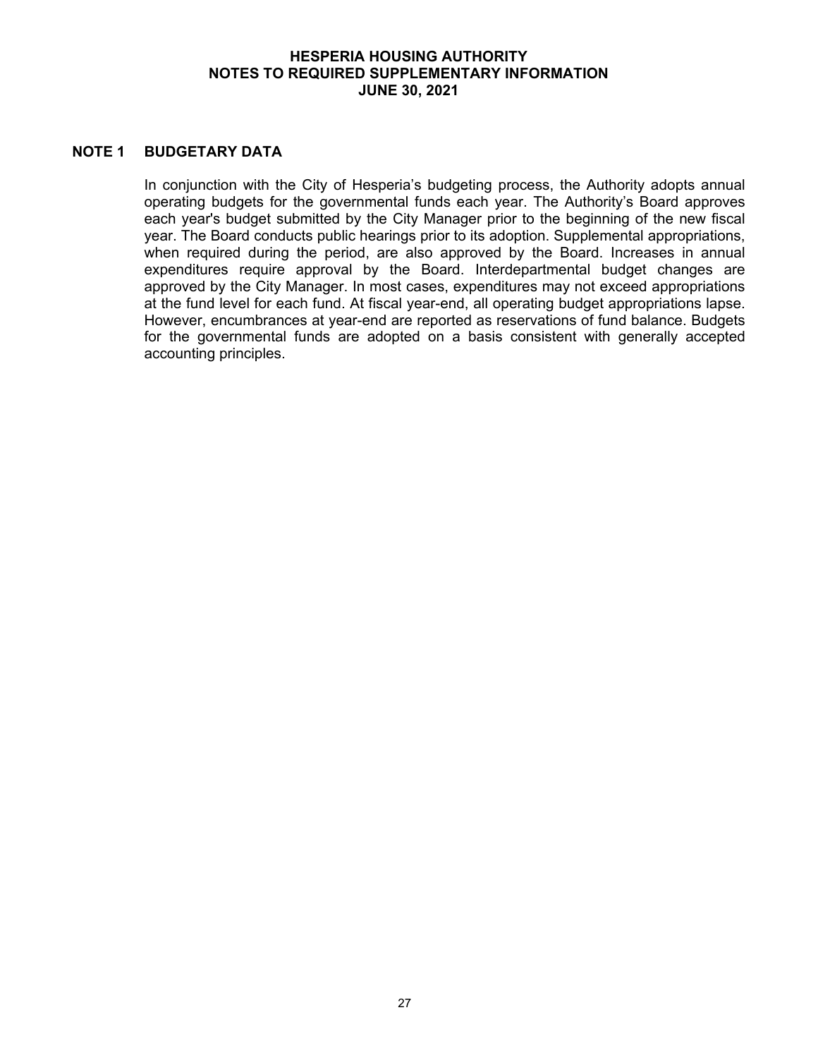# HESPERIA HOUSING AUTHORITY
# NOTES TO REQUIRED SUPPLEMENTARY INFORMATION
# JUNE 30, 2021

## NOTE 1 BUDGETARY DATA

In conjunction with the City of Hesperia's budgeting process, the Authority adopts annual operating budgets for the governmental funds each year. The Authority's Board approves each year's budget submitted by the City Manager prior to the beginning of the new fiscal year. The Board conducts public hearings prior to its adoption. Supplemental appropriations, when required during the period, are also approved by the Board. Increases in annual expenditures require approval by the Board. Interdepartmental budget changes are approved by the City Manager. In most cases, expenditures may not exceed appropriations at the fund level for each fund. At fiscal year-end, all operating budget appropriations lapse. However, encumbrances at year-end are reported as reservations of fund balance. Budgets for the governmental funds are adopted on a basis consistent with generally accepted accounting principles.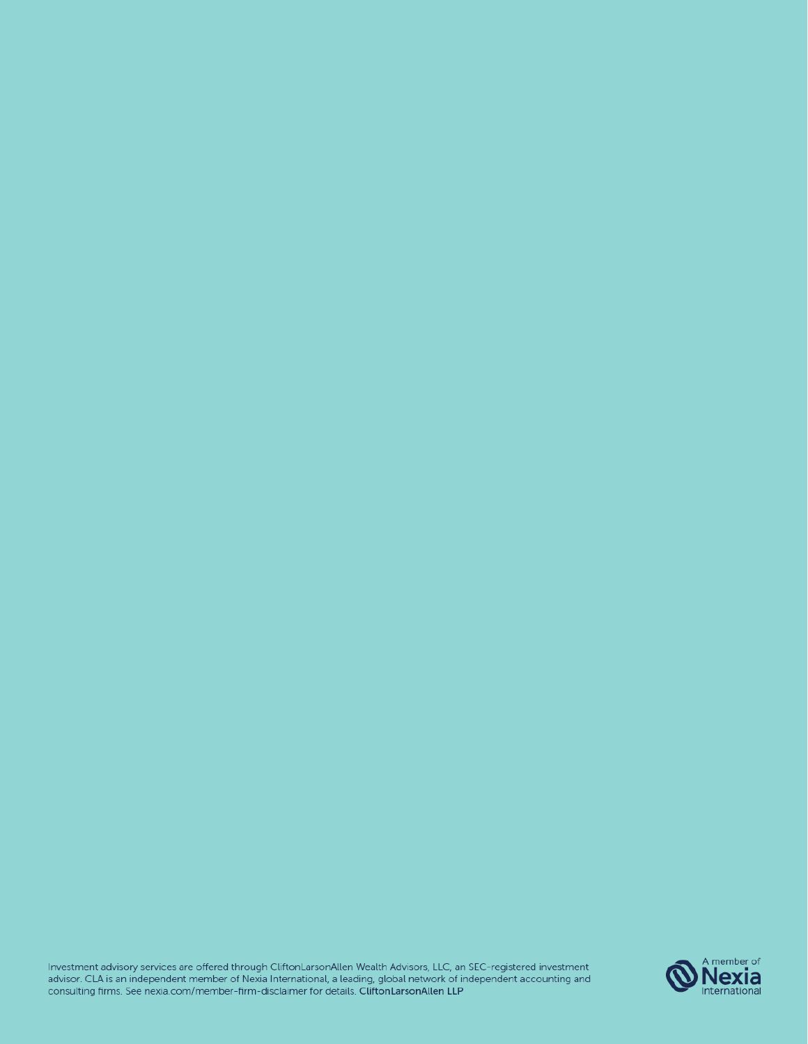Investment advisory services are offered through CliftonLarsonAllen Wealth Advisors, LLC, an SEC-registered investment advisor. CLA is an independent member of Nexia International, a leading, global network of independent accounting and consulting firms. See nexia.com/member-firm-disclaimer for details. **CliftonLarsonAllen LLP**

A member of Nexia International